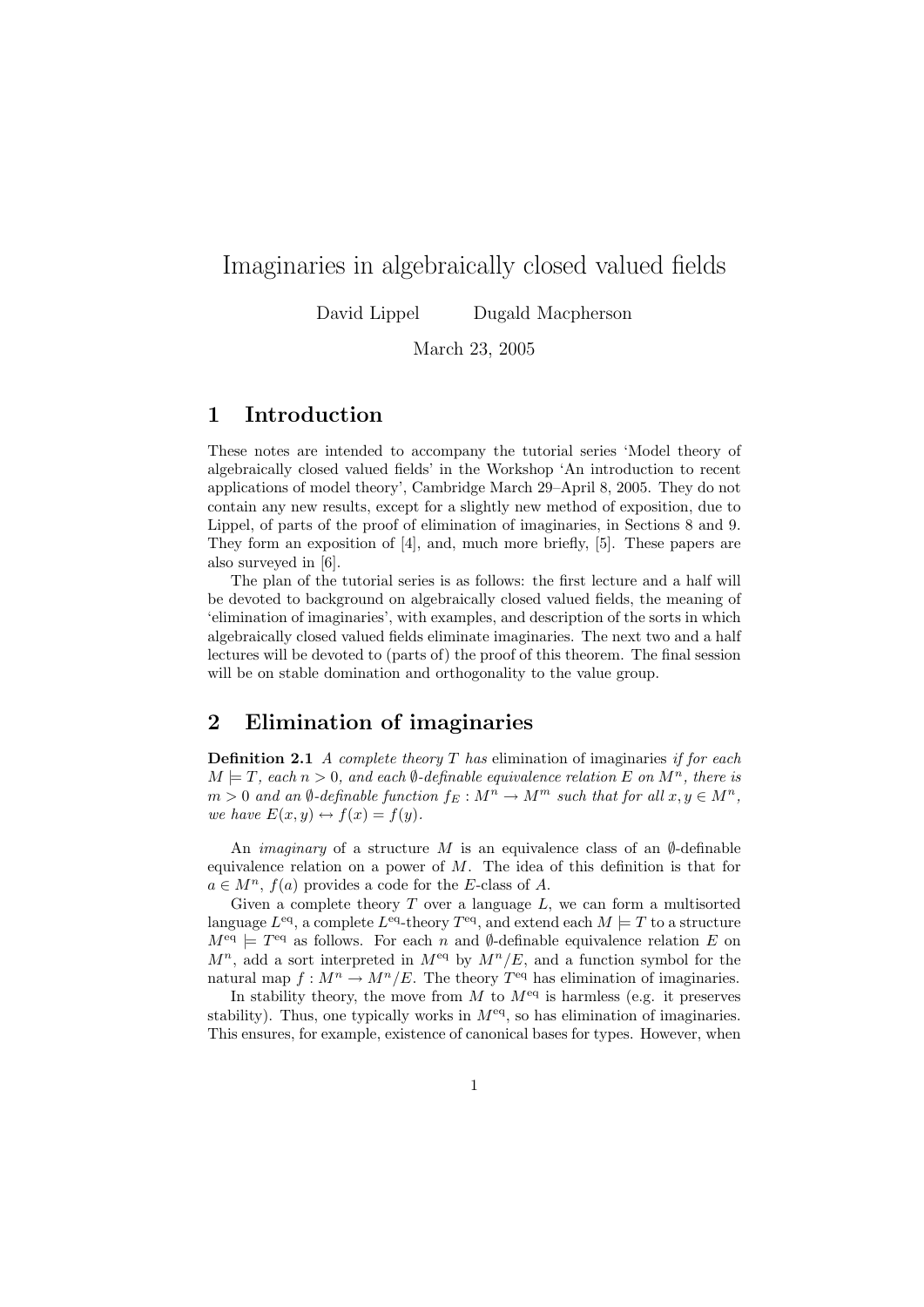# Imaginaries in algebraically closed valued fields

David Lippel  Dugald Macpherson

March 23, 2005

## 1 Introduction

These notes are intended to accompany the tutorial series 'Model theory of algebraically closed valued fields' in the Workshop 'An introduction to recent applications of model theory', Cambridge March 29–April 8, 2005. They do not contain any new results, except for a slightly new method of exposition, due to Lippel, of parts of the proof of elimination of imaginaries, in Sections 8 and 9. They form an exposition of [4], and, much more briefly, [5]. These papers are also surveyed in [6].

The plan of the tutorial series is as follows: the first lecture and a half will be devoted to background on algebraically closed valued fields, the meaning of 'elimination of imaginaries', with examples, and description of the sorts in which algebraically closed valued fields eliminate imaginaries. The next two and a half lectures will be devoted to (parts of) the proof of this theorem. The final session will be on stable domination and orthogonality to the value group.

## 2 Elimination of imaginaries

**Definition 2.1** *A complete theory $T$ has* elimination of imaginaries *if for each $M \models T$, each $n > 0$, and each $\emptyset$-definable equivalence relation $E$ on $M^n$, there is $m > 0$ and an $\emptyset$-definable function $f_E : M^n \to M^m$ such that for all $x, y \in M^n$, we have $E(x, y) \leftrightarrow f(x) = f(y)$.*

An *imaginary* of a structure $M$ is an equivalence class of an $\emptyset$-definable equivalence relation on a power of $M$. The idea of this definition is that for $a \in M^n$, $f(a)$ provides a code for the $E$-class of $A$.

Given a complete theory $T$ over a language $L$, we can form a multisorted language $L^{\rm eq}$, a complete $L^{\rm eq}$-theory $T^{\rm eq}$, and extend each $M \models T$ to a structure $M^{\rm eq} \models T^{\rm eq}$ as follows. For each $n$ and $\emptyset$-definable equivalence relation $E$ on $M^n$, add a sort interpreted in $M^{\rm eq}$ by $M^n/E$, and a function symbol for the natural map $f : M^n \to M^n/E$. The theory $T^{\rm eq}$ has elimination of imaginaries.

In stability theory, the move from $M$ to $M^{\rm eq}$ is harmless (e.g. it preserves stability). Thus, one typically works in $M^{\rm eq}$, so has elimination of imaginaries. This ensures, for example, existence of canonical bases for types. However, when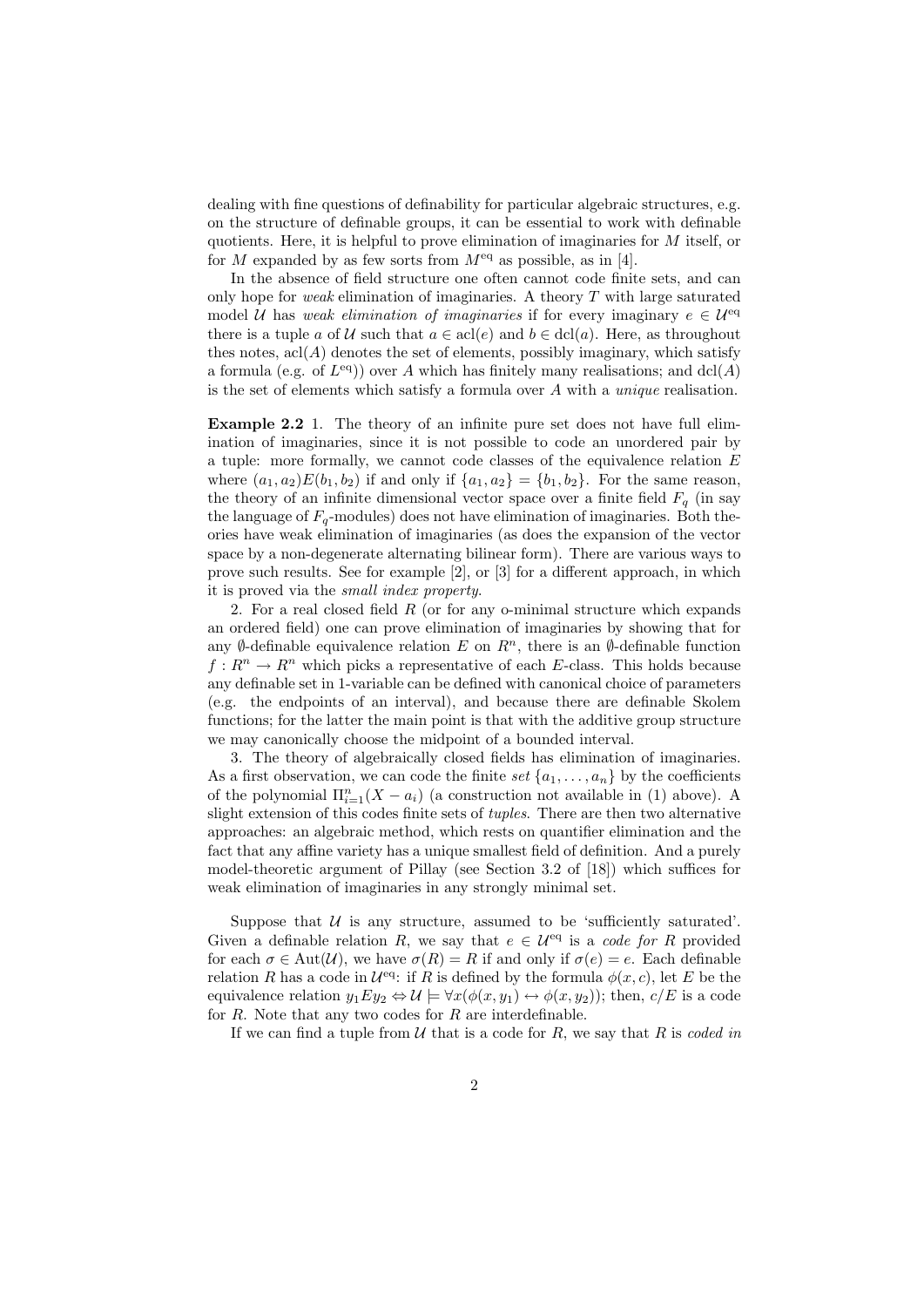dealing with fine questions of definability for particular algebraic structures, e.g. on the structure of definable groups, it can be essential to work with definable quotients. Here, it is helpful to prove elimination of imaginaries for $M$ itself, or for $M$ expanded by as few sorts from $M^{\mathrm{eq}}$ as possible, as in [4].

In the absence of field structure one often cannot code finite sets, and can only hope for *weak* elimination of imaginaries. A theory $T$ with large saturated model $\mathcal{U}$ has *weak elimination of imaginaries* if for every imaginary $e \in \mathcal{U}^{\mathrm{eq}}$ there is a tuple $a$ of $\mathcal{U}$ such that $a \in \mathrm{acl}(e)$ and $b \in \mathrm{dcl}(a)$. Here, as throughout thes notes, $\mathrm{acl}(A)$ denotes the set of elements, possibly imaginary, which satisfy a formula (e.g. of $L^{\mathrm{eq}}$)) over $A$ which has finitely many realisations; and $\mathrm{dcl}(A)$ is the set of elements which satisfy a formula over $A$ with a *unique* realisation.

**Example 2.2** 1. The theory of an infinite pure set does not have full elimination of imaginaries, since it is not possible to code an unordered pair by a tuple: more formally, we cannot code classes of the equivalence relation $E$ where $(a_1, a_2)E(b_1, b_2)$ if and only if $\{a_1, a_2\} = \{b_1, b_2\}$. For the same reason, the theory of an infinite dimensional vector space over a finite field $F_q$ (in say the language of $F_q$-modules) does not have elimination of imaginaries. Both theories have weak elimination of imaginaries (as does the expansion of the vector space by a non-degenerate alternating bilinear form). There are various ways to prove such results. See for example [2], or [3] for a different approach, in which it is proved via the *small index property*.

2. For a real closed field $R$ (or for any o-minimal structure which expands an ordered field) one can prove elimination of imaginaries by showing that for any $\emptyset$-definable equivalence relation $E$ on $R^n$, there is an $\emptyset$-definable function $f : R^n \to R^n$ which picks a representative of each $E$-class. This holds because any definable set in 1-variable can be defined with canonical choice of parameters (e.g. the endpoints of an interval), and because there are definable Skolem functions; for the latter the main point is that with the additive group structure we may canonically choose the midpoint of a bounded interval.

3. The theory of algebraically closed fields has elimination of imaginaries. As a first observation, we can code the finite *set* $\{a_1, \ldots, a_n\}$ by the coefficients of the polynomial $\Pi_{i=1}^n (X - a_i)$ (a construction not available in (1) above). A slight extension of this codes finite sets of *tuples*. There are then two alternative approaches: an algebraic method, which rests on quantifier elimination and the fact that any affine variety has a unique smallest field of definition. And a purely model-theoretic argument of Pillay (see Section 3.2 of [18]) which suffices for weak elimination of imaginaries in any strongly minimal set.

Suppose that $\mathcal{U}$ is any structure, assumed to be 'sufficiently saturated'. Given a definable relation $R$, we say that $e \in \mathcal{U}^{\mathrm{eq}}$ is a *code for* $R$ provided for each $\sigma \in \mathrm{Aut}(\mathcal{U})$, we have $\sigma(R) = R$ if and only if $\sigma(e) = e$. Each definable relation $R$ has a code in $\mathcal{U}^{\mathrm{eq}}$: if $R$ is defined by the formula $\phi(x, c)$, let $E$ be the equivalence relation $y_1 E y_2 \Leftrightarrow \mathcal{U} \models \forall x(\phi(x, y_1) \leftrightarrow \phi(x, y_2))$; then, $c/E$ is a code for $R$. Note that any two codes for $R$ are interdefinable.

If we can find a tuple from $\mathcal{U}$ that is a code for $R$, we say that $R$ is *coded in*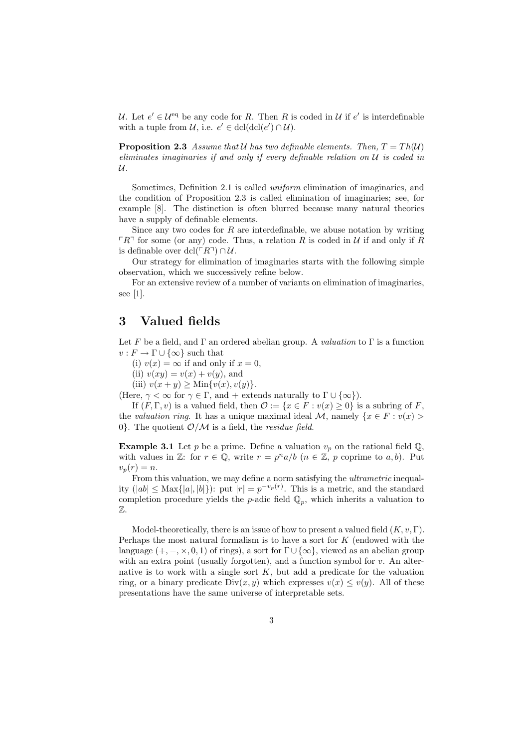$\mathcal{U}$. Let $e' \in \mathcal{U}^{\text{eq}}$ be any code for $R$. Then $R$ is coded in $\mathcal{U}$ if $e'$ is interdefinable with a tuple from $\mathcal{U}$, i.e. $e' \in \text{dcl}(\text{dcl}(e') \cap \mathcal{U})$.

**Proposition 2.3** *Assume that $\mathcal{U}$ has two definable elements. Then, $T = Th(\mathcal{U})$ eliminates imaginaries if and only if every definable relation on $\mathcal{U}$ is coded in $\mathcal{U}$.*

Sometimes, Definition 2.1 is called *uniform* elimination of imaginaries, and the condition of Proposition 2.3 is called elimination of imaginaries; see, for example [8]. The distinction is often blurred because many natural theories have a supply of definable elements.

Since any two codes for $R$ are interdefinable, we abuse notation by writing $\ulcorner R \urcorner$ for some (or any) code. Thus, a relation $R$ is coded in $\mathcal{U}$ if and only if $R$ is definable over $\text{dcl}(\ulcorner R \urcorner) \cap \mathcal{U}$.

Our strategy for elimination of imaginaries starts with the following simple observation, which we successively refine below.

For an extensive review of a number of variants on elimination of imaginaries, see [1].

# 3 Valued fields

Let $F$ be a field, and $\Gamma$ an ordered abelian group. A *valuation* to $\Gamma$ is a function $v : F \to \Gamma \cup \{\infty\}$ such that

(i) $v(x) = \infty$ if and only if $x = 0$,

(ii) $v(xy) = v(x) + v(y)$, and

(iii) $v(x + y) \geq \text{Min}\{v(x), v(y)\}$.

(Here, $\gamma < \infty$ for $\gamma \in \Gamma$, and $+$ extends naturally to $\Gamma \cup \{\infty\}$).

If $(F, \Gamma, v)$ is a valued field, then $\mathcal{O} := \{x \in F : v(x) \geq 0\}$ is a subring of $F$, the *valuation ring*. It has a unique maximal ideal $\mathcal{M}$, namely $\{x \in F : v(x) > 0\}$. The quotient $\mathcal{O}/\mathcal{M}$ is a field, the *residue field*.

**Example 3.1** Let $p$ be a prime. Define a valuation $v_p$ on the rational field $\mathbb{Q}$, with values in $\mathbb{Z}$: for $r \in \mathbb{Q}$, write $r = p^n a/b$ ($n \in \mathbb{Z}$, $p$ coprime to $a, b$). Put $v_p(r) = n$.

From this valuation, we may define a norm satisfying the *ultrametric* inequality ($|ab| \leq \text{Max}\{|a|, |b|\}$): put $|r| = p^{-v_p(r)}$. This is a metric, and the standard completion procedure yields the $p$-adic field $\mathbb{Q}_p$, which inherits a valuation to $\mathbb{Z}$.

Model-theoretically, there is an issue of how to present a valued field $(K, v, \Gamma)$. Perhaps the most natural formalism is to have a sort for $K$ (endowed with the language $(+, -, \times, 0, 1)$ of rings), a sort for $\Gamma \cup \{\infty\}$, viewed as an abelian group with an extra point (usually forgotten), and a function symbol for $v$. An alternative is to work with a single sort $K$, but add a predicate for the valuation ring, or a binary predicate $\text{Div}(x, y)$ which expresses $v(x) \leq v(y)$. All of these presentations have the same universe of interpretable sets.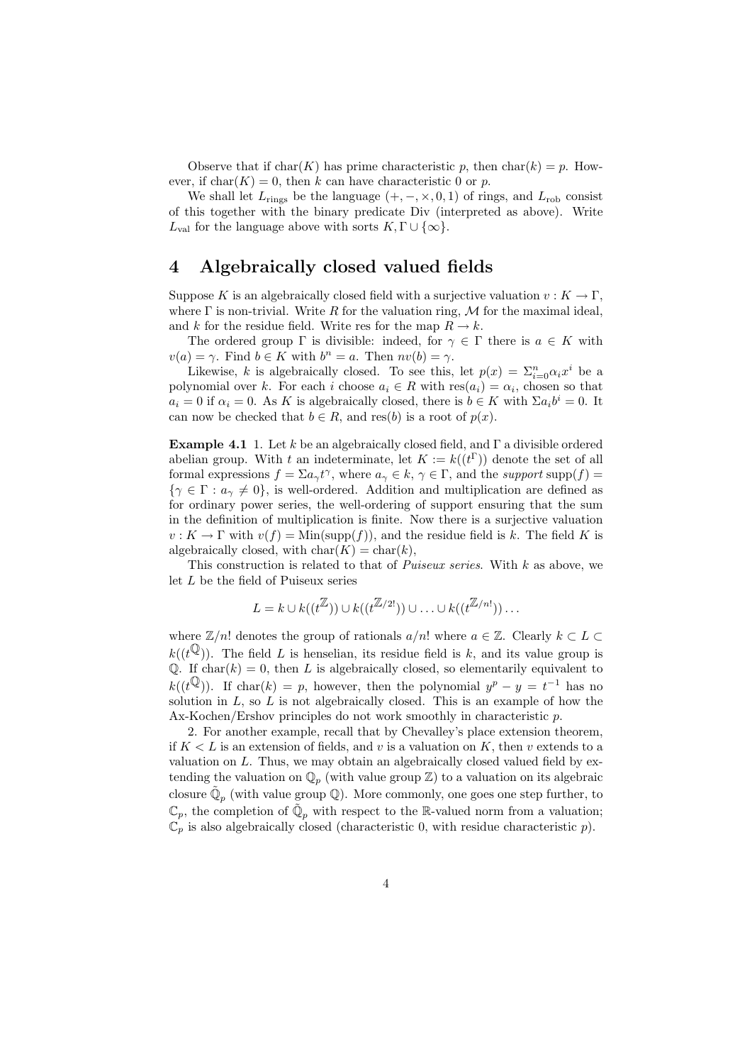Observe that if $\mathrm{char}(K)$ has prime characteristic $p$, then $\mathrm{char}(k) = p$. However, if $\mathrm{char}(K) = 0$, then $k$ can have characteristic 0 or $p$.

We shall let $L_{\mathrm{rings}}$ be the language $(+, -, \times, 0, 1)$ of rings, and $L_{\mathrm{rob}}$ consist of this together with the binary predicate Div (interpreted as above). Write $L_{\mathrm{val}}$ for the language above with sorts $K, \Gamma \cup \{\infty\}$.

# 4 Algebraically closed valued fields

Suppose $K$ is an algebraically closed field with a surjective valuation $v : K \to \Gamma$, where $\Gamma$ is non-trivial. Write $R$ for the valuation ring, $\mathcal{M}$ for the maximal ideal, and $k$ for the residue field. Write res for the map $R \to k$.

The ordered group $\Gamma$ is divisible: indeed, for $\gamma \in \Gamma$ there is $a \in K$ with $v(a) = \gamma$. Find $b \in K$ with $b^n = a$. Then $nv(b) = \gamma$.

Likewise, $k$ is algebraically closed. To see this, let $p(x) = \Sigma_{i=0}^{n} \alpha_i x^i$ be a polynomial over $k$. For each $i$ choose $a_i \in R$ with $\mathrm{res}(a_i) = \alpha_i$, chosen so that $a_i = 0$ if $\alpha_i = 0$. As $K$ is algebraically closed, there is $b \in K$ with $\Sigma a_i b^i = 0$. It can now be checked that $b \in R$, and $\mathrm{res}(b)$ is a root of $p(x)$.

**Example 4.1** 1. Let $k$ be an algebraically closed field, and $\Gamma$ a divisible ordered abelian group. With $t$ an indeterminate, let $K := k((t^\Gamma))$ denote the set of all formal expressions $f = \Sigma a_\gamma t^\gamma$, where $a_\gamma \in k$, $\gamma \in \Gamma$, and the *support* $\mathrm{supp}(f) = \{\gamma \in \Gamma : a_\gamma \neq 0\}$, is well-ordered. Addition and multiplication are defined as for ordinary power series, the well-ordering of support ensuring that the sum in the definition of multiplication is finite. Now there is a surjective valuation $v : K \to \Gamma$ with $v(f) = \mathrm{Min}(\mathrm{supp}(f))$, and the residue field is $k$. The field $K$ is algebraically closed, with $\mathrm{char}(K) = \mathrm{char}(k)$,

This construction is related to that of *Puiseux series*. With $k$ as above, we let $L$ be the field of Puiseux series

$$L = k \cup k((t^{\mathbb{Z}})) \cup k((t^{\mathbb{Z}/2!})) \cup \ldots \cup k((t^{\mathbb{Z}/n!})) \ldots$$

where $\mathbb{Z}/n!$ denotes the group of rationals $a/n!$ where $a \in \mathbb{Z}$. Clearly $k \subset L \subset k((t^{\mathbb{Q}}))$. The field $L$ is henselian, its residue field is $k$, and its value group is $\mathbb{Q}$. If $\mathrm{char}(k) = 0$, then $L$ is algebraically closed, so elementarily equivalent to $k((t^{\mathbb{Q}}))$. If $\mathrm{char}(k) = p$, however, then the polynomial $y^p - y = t^{-1}$ has no solution in $L$, so $L$ is not algebraically closed. This is an example of how the Ax-Kochen/Ershov principles do not work smoothly in characteristic $p$.

2. For another example, recall that by Chevalley's place extension theorem, if $K < L$ is an extension of fields, and $v$ is a valuation on $K$, then $v$ extends to a valuation on $L$. Thus, we may obtain an algebraically closed valued field by extending the valuation on $\mathbb{Q}_p$ (with value group $\mathbb{Z}$) to a valuation on its algebraic closure $\tilde{\mathbb{Q}}_p$ (with value group $\mathbb{Q}$). More commonly, one goes one step further, to $\mathbb{C}_p$, the completion of $\tilde{\mathbb{Q}}_p$ with respect to the $\mathbb{R}$-valued norm from a valuation; $\mathbb{C}_p$ is also algebraically closed (characteristic 0, with residue characteristic $p$).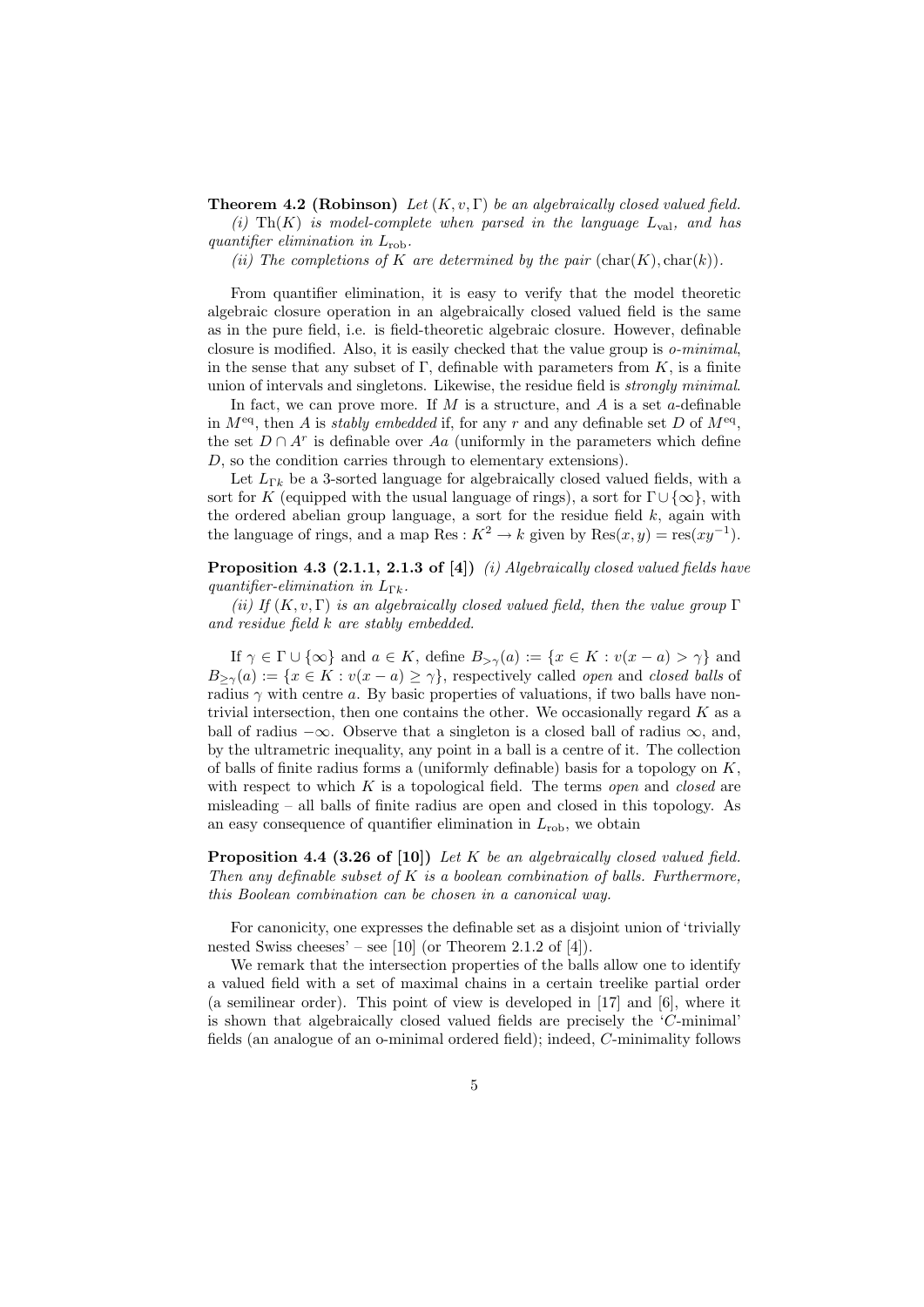**Theorem 4.2 (Robinson)** *Let $(K, v, \Gamma)$ be an algebraically closed valued field.*

*(i)* $\mathrm{Th}(K)$ *is model-complete when parsed in the language* $L_{\mathrm{val}}$*, and has quantifier elimination in* $L_{\mathrm{rob}}$.

*(ii) The completions of $K$ are determined by the pair $(\mathrm{char}(K), \mathrm{char}(k))$.*

From quantifier elimination, it is easy to verify that the model theoretic algebraic closure operation in an algebraically closed valued field is the same as in the pure field, i.e. is field-theoretic algebraic closure. However, definable closure is modified. Also, it is easily checked that the value group is *o-minimal*, in the sense that any subset of $\Gamma$, definable with parameters from $K$, is a finite union of intervals and singletons. Likewise, the residue field is *strongly minimal*.

In fact, we can prove more. If $M$ is a structure, and $A$ is a set $a$-definable in $M^{\mathrm{eq}}$, then $A$ is *stably embedded* if, for any $r$ and any definable set $D$ of $M^{\mathrm{eq}}$, the set $D \cap A^r$ is definable over $Aa$ (uniformly in the parameters which define $D$, so the condition carries through to elementary extensions).

Let $L_{\Gamma k}$ be a 3-sorted language for algebraically closed valued fields, with a sort for $K$ (equipped with the usual language of rings), a sort for $\Gamma \cup \{\infty\}$, with the ordered abelian group language, a sort for the residue field $k$, again with the language of rings, and a map $\mathrm{Res} : K^2 \to k$ given by $\mathrm{Res}(x, y) = \mathrm{res}(xy^{-1})$.

**Proposition 4.3 (2.1.1, 2.1.3 of [4])** *(i) Algebraically closed valued fields have quantifier-elimination in* $L_{\Gamma k}$.

*(ii) If $(K, v, \Gamma)$ is an algebraically closed valued field, then the value group $\Gamma$ and residue field $k$ are stably embedded.*

If $\gamma \in \Gamma \cup \{\infty\}$ and $a \in K$, define $B_{>\gamma}(a) := \{x \in K : v(x - a) > \gamma\}$ and $B_{\geq\gamma}(a) := \{x \in K : v(x - a) \geq \gamma\}$, respectively called *open* and *closed balls* of radius $\gamma$ with centre $a$. By basic properties of valuations, if two balls have non-trivial intersection, then one contains the other. We occasionally regard $K$ as a ball of radius $-\infty$. Observe that a singleton is a closed ball of radius $\infty$, and, by the ultrametric inequality, any point in a ball is a centre of it. The collection of balls of finite radius forms a (uniformly definable) basis for a topology on $K$, with respect to which $K$ is a topological field. The terms *open* and *closed* are misleading – all balls of finite radius are open and closed in this topology. As an easy consequence of quantifier elimination in $L_{\mathrm{rob}}$, we obtain

**Proposition 4.4 (3.26 of [10])** *Let $K$ be an algebraically closed valued field. Then any definable subset of $K$ is a boolean combination of balls. Furthermore, this Boolean combination can be chosen in a canonical way.*

For canonicity, one expresses the definable set as a disjoint union of 'trivially nested Swiss cheeses' – see [10] (or Theorem 2.1.2 of [4]).

We remark that the intersection properties of the balls allow one to identify a valued field with a set of maximal chains in a certain treelike partial order (a semilinear order). This point of view is developed in [17] and [6], where it is shown that algebraically closed valued fields are precisely the '$C$-minimal' fields (an analogue of an o-minimal ordered field); indeed, $C$-minimality follows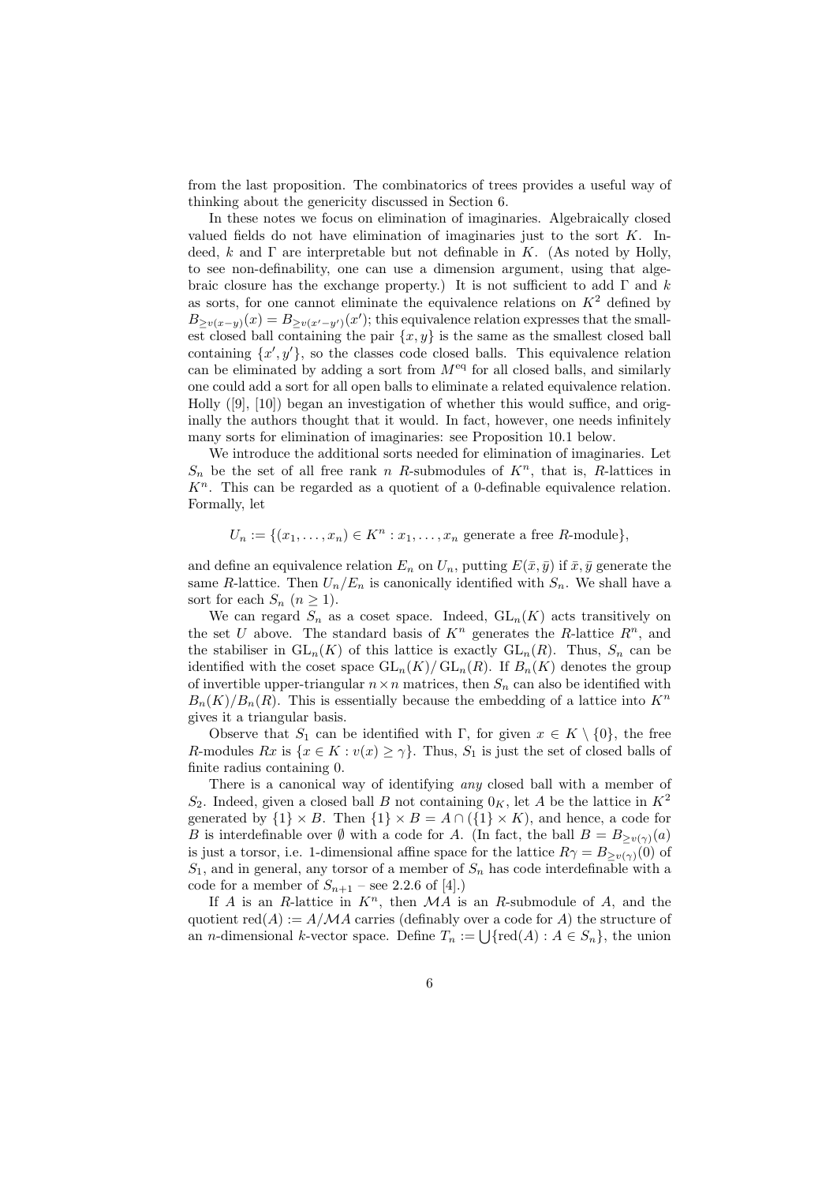from the last proposition. The combinatorics of trees provides a useful way of thinking about the genericity discussed in Section 6.

In these notes we focus on elimination of imaginaries. Algebraically closed valued fields do not have elimination of imaginaries just to the sort $K$. Indeed, $k$ and $\Gamma$ are interpretable but not definable in $K$. (As noted by Holly, to see non-definability, one can use a dimension argument, using that algebraic closure has the exchange property.) It is not sufficient to add $\Gamma$ and $k$ as sorts, for one cannot eliminate the equivalence relations on $K^2$ defined by $B_{\geq v(x-y)}(x) = B_{\geq v(x'-y')}(x')$; this equivalence relation expresses that the smallest closed ball containing the pair $\{x, y\}$ is the same as the smallest closed ball containing $\{x', y'\}$, so the classes code closed balls. This equivalence relation can be eliminated by adding a sort from $M^{\text{eq}}$ for all closed balls, and similarly one could add a sort for all open balls to eliminate a related equivalence relation. Holly ([9], [10]) began an investigation of whether this would suffice, and originally the authors thought that it would. In fact, however, one needs infinitely many sorts for elimination of imaginaries: see Proposition 10.1 below.

We introduce the additional sorts needed for elimination of imaginaries. Let $S_n$ be the set of all free rank $n$ $R$-submodules of $K^n$, that is, $R$-lattices in $K^n$. This can be regarded as a quotient of a 0-definable equivalence relation. Formally, let

$$U_n := \{(x_1, \ldots, x_n) \in K^n : x_1, \ldots, x_n \text{ generate a free } R\text{-module}\},$$

and define an equivalence relation $E_n$ on $U_n$, putting $E(\bar{x}, \bar{y})$ if $\bar{x}, \bar{y}$ generate the same $R$-lattice. Then $U_n/E_n$ is canonically identified with $S_n$. We shall have a sort for each $S_n$ ($n \geq 1$).

We can regard $S_n$ as a coset space. Indeed, $\mathrm{GL}_n(K)$ acts transitively on the set $U$ above. The standard basis of $K^n$ generates the $R$-lattice $R^n$, and the stabiliser in $\mathrm{GL}_n(K)$ of this lattice is exactly $\mathrm{GL}_n(R)$. Thus, $S_n$ can be identified with the coset space $\mathrm{GL}_n(K)/\mathrm{GL}_n(R)$. If $B_n(K)$ denotes the group of invertible upper-triangular $n \times n$ matrices, then $S_n$ can also be identified with $B_n(K)/B_n(R)$. This is essentially because the embedding of a lattice into $K^n$ gives it a triangular basis.

Observe that $S_1$ can be identified with $\Gamma$, for given $x \in K \setminus \{0\}$, the free $R$-modules $Rx$ is $\{x \in K : v(x) \geq \gamma\}$. Thus, $S_1$ is just the set of closed balls of finite radius containing 0.

There is a canonical way of identifying *any* closed ball with a member of $S_2$. Indeed, given a closed ball $B$ not containing $0_K$, let $A$ be the lattice in $K^2$ generated by $\{1\} \times B$. Then $\{1\} \times B = A \cap (\{1\} \times K)$, and hence, a code for $B$ is interdefinable over $\emptyset$ with a code for $A$. (In fact, the ball $B = B_{\geq v(\gamma)}(a)$ is just a torsor, i.e. 1-dimensional affine space for the lattice $R\gamma = B_{\geq v(\gamma)}(0)$ of $S_1$, and in general, any torsor of a member of $S_n$ has code interdefinable with a code for a member of $S_{n+1}$ – see 2.2.6 of [4].)

If $A$ is an $R$-lattice in $K^n$, then $\mathcal{M}A$ is an $R$-submodule of $A$, and the quotient $\mathrm{red}(A) := A/\mathcal{M}A$ carries (definably over a code for $A$) the structure of an $n$-dimensional $k$-vector space. Define $T_n := \bigcup\{\mathrm{red}(A) : A \in S_n\}$, the union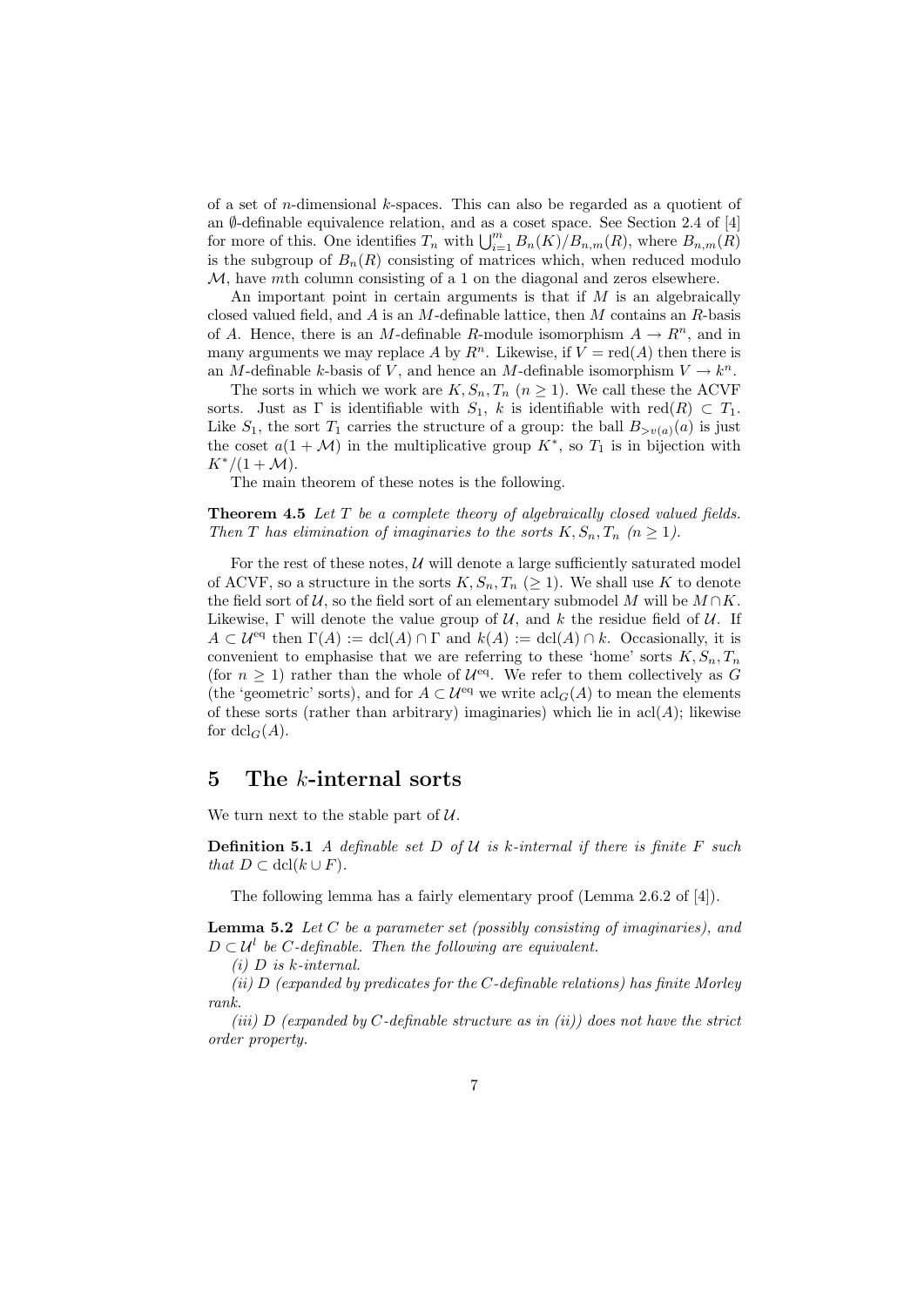of a set of $n$-dimensional $k$-spaces. This can also be regarded as a quotient of an $\emptyset$-definable equivalence relation, and as a coset space. See Section 2.4 of [4] for more of this. One identifies $T_n$ with $\bigcup_{i=1}^{m} B_n(K)/B_{n,m}(R)$, where $B_{n,m}(R)$ is the subgroup of $B_n(R)$ consisting of matrices which, when reduced modulo $\mathcal{M}$, have $m$th column consisting of a 1 on the diagonal and zeros elsewhere.

An important point in certain arguments is that if $M$ is an algebraically closed valued field, and $A$ is an $M$-definable lattice, then $M$ contains an $R$-basis of $A$. Hence, there is an $M$-definable $R$-module isomorphism $A \to R^n$, and in many arguments we may replace $A$ by $R^n$. Likewise, if $V = \mathrm{red}(A)$ then there is an $M$-definable $k$-basis of $V$, and hence an $M$-definable isomorphism $V \to k^n$.

The sorts in which we work are $K, S_n, T_n$ ($n \geq 1$). We call these the ACVF sorts. Just as $\Gamma$ is identifiable with $S_1$, $k$ is identifiable with $\mathrm{red}(R) \subset T_1$. Like $S_1$, the sort $T_1$ carries the structure of a group: the ball $B_{>v(a)}(a)$ is just the coset $a(1+\mathcal{M})$ in the multiplicative group $K^*$, so $T_1$ is in bijection with $K^*/(1+\mathcal{M})$.

The main theorem of these notes is the following.

**Theorem 4.5** *Let $T$ be a complete theory of algebraically closed valued fields. Then $T$ has elimination of imaginaries to the sorts $K, S_n, T_n$ ($n \geq 1$).*

For the rest of these notes, $\mathcal{U}$ will denote a large sufficiently saturated model of ACVF, so a structure in the sorts $K, S_n, T_n$ ($\geq 1$). We shall use $K$ to denote the field sort of $\mathcal{U}$, so the field sort of an elementary submodel $M$ will be $M \cap K$. Likewise, $\Gamma$ will denote the value group of $\mathcal{U}$, and $k$ the residue field of $\mathcal{U}$. If $A \subset \mathcal{U}^{\mathrm{eq}}$ then $\Gamma(A) := \mathrm{dcl}(A) \cap \Gamma$ and $k(A) := \mathrm{dcl}(A) \cap k$. Occasionally, it is convenient to emphasise that we are referring to these 'home' sorts $K, S_n, T_n$ (for $n \geq 1$ rather than the whole of $\mathcal{U}^{\mathrm{eq}}$. We refer to them collectively as $G$ (the 'geometric' sorts), and for $A \subset \mathcal{U}^{\mathrm{eq}}$ we write $\mathrm{acl}_G(A)$ to mean the elements of these sorts (rather than arbitrary) imaginaries) which lie in $\mathrm{acl}(A)$; likewise for $\mathrm{dcl}_G(A)$.

# 5 The $k$-internal sorts

We turn next to the stable part of $\mathcal{U}$.

**Definition 5.1** *A definable set $D$ of $\mathcal{U}$ is $k$-internal if there is finite $F$ such that $D \subset \mathrm{dcl}(k \cup F)$.*

The following lemma has a fairly elementary proof (Lemma 2.6.2 of [4]).

**Lemma 5.2** *Let $C$ be a parameter set (possibly consisting of imaginaries), and $D \subset \mathcal{U}^l$ be $C$-definable. Then the following are equivalent.*

*(i) $D$ is $k$-internal.*

*(ii) $D$ (expanded by predicates for the $C$-definable relations) has finite Morley rank.*

*(iii) $D$ (expanded by $C$-definable structure as in (ii)) does not have the strict order property.*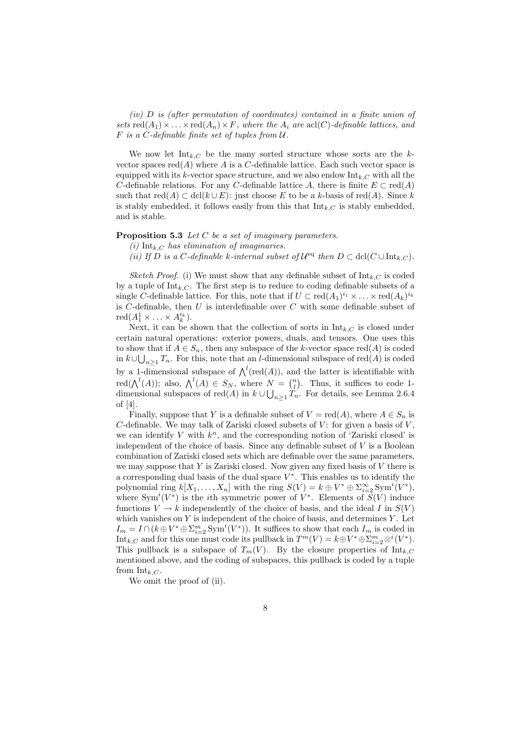*(iv) $D$ is (after permutation of coordinates) contained in a finite union of sets $\mathrm{red}(A_1) \times \ldots \times \mathrm{red}(A_n) \times F$, where the $A_i$ are $\mathrm{acl}(C)$-definable lattices, and $F$ is a $C$-definable finite set of tuples from $\mathcal{U}$.*

We now let $\mathrm{Int}_{k,C}$ be the many sorted structure whose sorts are the $k$-vector spaces $\mathrm{red}(A)$ where $A$ is a $C$-definable lattice. Each such vector space is equipped with its $k$-vector space structure, and we also endow $\mathrm{Int}_{k,C}$ with all the $C$-definable relations. For any $C$-definable lattice $A$, there is finite $E \subset \mathrm{red}(A)$ such that $\mathrm{red}(A) \subset \mathrm{dcl}(k \cup E)$: just choose $E$ to be a $k$-basis of $\mathrm{red}(A)$. Since $k$ is stably embedded, it follows easily from this that $\mathrm{Int}_{k,C}$ is stably embedded, and is stable.

**Proposition 5.3** *Let $C$ be a set of imaginary parameters.*
*(i) $\mathrm{Int}_{k,C}$ has elimination of imaginaries.*
*(ii) If $D$ is a $C$-definable $k$-internal subset of $\mathcal{U}^{\mathrm{eq}}$ then $D \subset \mathrm{dcl}(C \cup \mathrm{Int}_{k,C})$.*

*Sketch Proof.* (i) We must show that any definable subset of $\mathrm{Int}_{k,C}$ is coded by a tuple of $\mathrm{Int}_{k,C}$. The first step is to reduce to coding definable subsets of a single $C$-definable lattice. For this, note that if $U \subset \mathrm{red}(A_1)^{i_1} \times \ldots \times \mathrm{red}(A_k)^{i_k}$ is $C$-definable, then $U$ is interdefinable over $C$ with some definable subset of $\mathrm{red}(A_1^1 \times \ldots \times A_k^{i_k})$.

Next, it can be shown that the collection of sorts in $\mathrm{Int}_{k,C}$ is closed under certain natural operations: exterior powers, duals, and tensors. One uses this to show that if $A \in S_n$, then any subspace of the $k$-vector space $\mathrm{red}(A)$ is coded in $k \cup \bigcup_{n \geq 1} T_n$. For this, note that an $l$-dimensional subspace of $\mathrm{red}(A)$ is coded by a 1-dimensional subspace of $\bigwedge^l(\mathrm{red}(A))$, and the latter is identifiable with $\mathrm{red}(\bigwedge^l(A))$; also, $\bigwedge^l(A) \in S_N$, where $N = \binom{n}{l}$. Thus, it suffices to code 1-dimensional subspaces of $\mathrm{red}(A)$ in $k \cup \bigcup_{n \geq 1} T_n$. For details, see Lemma 2.6.4 of [4].

Finally, suppose that $Y$ is a definable subset of $V = \mathrm{red}(A)$, where $A \in S_n$ is $C$-definable. We may talk of Zariski closed subsets of $V$: for given a basis of $V$, we can identify $V$ with $k^n$, and the corresponding notion of 'Zariski closed' is independent of the choice of basis. Since any definable subset of $V$ is a Boolean combination of Zariski closed sets which are definable over the same parameters, we may suppose that $Y$ is Zariski closed. Now given any fixed basis of $V$ there is a corresponding dual basis of the dual space $V^*$. This enables us to identify the polynomial ring $k[X_1, \ldots, X_n]$ with the ring $S(V) = k \oplus V^* \oplus \Sigma_{i=2}^{\infty} \mathrm{Sym}^i(V^*)$, where $\mathrm{Sym}^i(V^*)$ is the $i$th symmetric power of $V^*$. Elements of $S(V)$ induce functions $V \to k$ independently of the choice of basis, and the ideal $I$ in $S(V)$ which vanishes on $Y$ is independent of the choice of basis, and determines $Y$. Let $I_m = I \cap (k \oplus V^* \oplus \Sigma_{i=2}^{m} \mathrm{Sym}^i(V^*))$. It suffices to show that each $I_m$ is coded in $\mathrm{Int}_{k,C}$ and for this one must code its pullback in $T^m(V) = k \oplus V^* \oplus \Sigma_{i=2}^{m} \otimes^i (V^*)$. This pullback is a subspace of $T_m(V)$. By the closure properties of $\mathrm{Int}_{k,C}$ mentioned above, and the coding of subspaces, this pullback is coded by a tuple from $\mathrm{Int}_{k,C}$.

We omit the proof of (ii).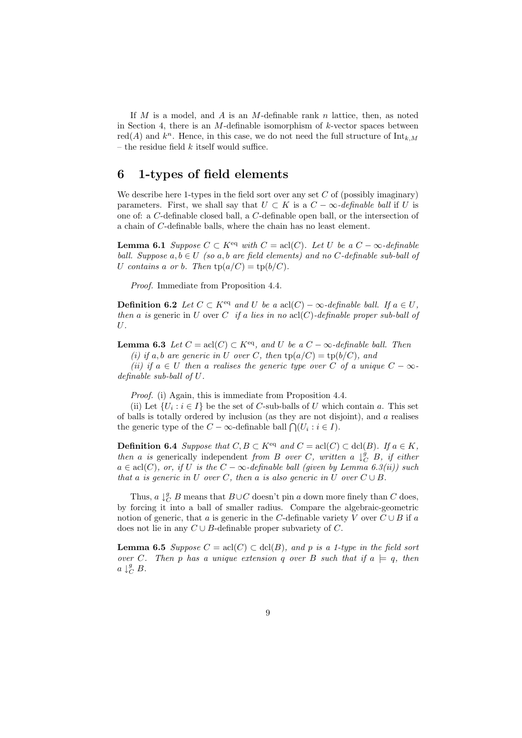If $M$ is a model, and $A$ is an $M$-definable rank $n$ lattice, then, as noted in Section 4, there is an $M$-definable isomorphism of $k$-vector spaces between $\mathrm{red}(A)$ and $k^n$. Hence, in this case, we do not need the full structure of $\mathrm{Int}_{k,M}$ – the residue field $k$ itself would suffice.

## 6 1-types of field elements

We describe here 1-types in the field sort over any set $C$ of (possibly imaginary) parameters. First, we shall say that $U \subset K$ is a $C-\infty$*-definable ball* if $U$ is one of: a $C$-definable closed ball, a $C$-definable open ball, or the intersection of a chain of $C$-definable balls, where the chain has no least element.

**Lemma 6.1** *Suppose $C \subset K^{\mathrm{eq}}$ with $C = \mathrm{acl}(C)$. Let $U$ be a $C-\infty$-definable ball. Suppose $a, b \in U$ (so $a, b$ are field elements) and no $C$-definable sub-ball of $U$ contains $a$ or $b$. Then $\mathrm{tp}(a/C) = \mathrm{tp}(b/C)$.*

*Proof.* Immediate from Proposition 4.4.

**Definition 6.2** *Let $C \subset K^{\mathrm{eq}}$ and $U$ be a $\mathrm{acl}(C)-\infty$-definable ball. If $a \in U$, then $a$ is* generic in $U$ over $C$ *if $a$ lies in no $\mathrm{acl}(C)$-definable proper sub-ball of $U$.*

**Lemma 6.3** *Let $C = \mathrm{acl}(C) \subset K^{\mathrm{eq}}$, and $U$ be a $C-\infty$-definable ball. Then*

*(i) if $a, b$ are generic in $U$ over $C$, then $\mathrm{tp}(a/C) = \mathrm{tp}(b/C)$, and*

*(ii) if $a \in U$ then $a$ realises the generic type over $C$ of a unique $C-\infty$-definable sub-ball of $U$.*

*Proof.* (i) Again, this is immediate from Proposition 4.4.

(ii) Let $\{U_i : i \in I\}$ be the set of $C$-sub-balls of $U$ which contain $a$. This set of balls is totally ordered by inclusion (as they are not disjoint), and $a$ realises the generic type of the $C-\infty$-definable ball $\bigcap(U_i : i \in I)$.

**Definition 6.4** *Suppose that $C, B \subset K^{\mathrm{eq}}$ and $C = \mathrm{acl}(C) \subset \mathrm{dcl}(B)$. If $a \in K$, then $a$ is* generically independent *from $B$ over $C$, written $a \downarrow^g_C B$, if either $a \in \mathrm{acl}(C)$, or, if $U$ is the $C-\infty$-definable ball (given by Lemma 6.3(ii)) such that $a$ is generic in $U$ over $C$, then $a$ is also generic in $U$ over $C \cup B$.*

Thus, $a \downarrow^g_C B$ means that $B \cup C$ doesn't pin $a$ down more finely than $C$ does, by forcing it into a ball of smaller radius. Compare the algebraic-geometric notion of generic, that $a$ is generic in the $C$-definable variety $V$ over $C \cup B$ if $a$ does not lie in any $C \cup B$-definable proper subvariety of $C$.

**Lemma 6.5** *Suppose $C = \mathrm{acl}(C) \subset \mathrm{dcl}(B)$, and $p$ is a 1-type in the field sort over $C$. Then $p$ has a unique extension $q$ over $B$ such that if $a \models q$, then $a \downarrow^g_C B$.*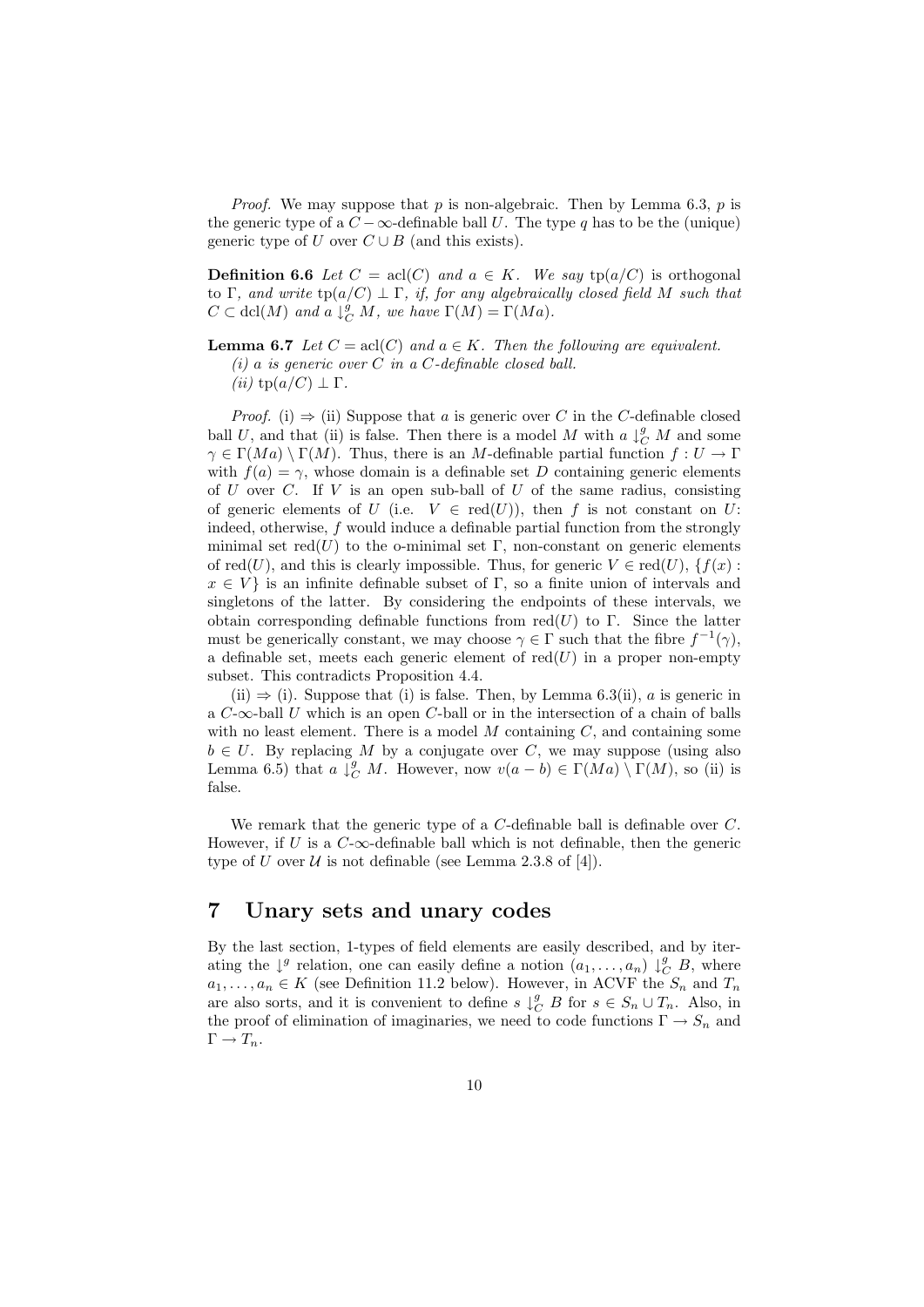*Proof.* We may suppose that $p$ is non-algebraic. Then by Lemma 6.3, $p$ is the generic type of a $C-\infty$-definable ball $U$. The type $q$ has to be the (unique) generic type of $U$ over $C \cup B$ (and this exists).

**Definition 6.6** *Let $C = \mathrm{acl}(C)$ and $a \in K$. We say $\mathrm{tp}(a/C)$ is orthogonal to $\Gamma$, and write $\mathrm{tp}(a/C) \perp \Gamma$, if, for any algebraically closed field $M$ such that $C \subset \mathrm{dcl}(M)$ and $a \downarrow^g_C M$, we have $\Gamma(M) = \Gamma(Ma)$.*

**Lemma 6.7** *Let $C = \mathrm{acl}(C)$ and $a \in K$. Then the following are equivalent.*
*(i) $a$ is generic over $C$ in a $C$-definable closed ball.*
*(ii) $\mathrm{tp}(a/C) \perp \Gamma$.*

*Proof.* (i) $\Rightarrow$ (ii) Suppose that $a$ is generic over $C$ in the $C$-definable closed ball $U$, and that (ii) is false. Then there is a model $M$ with $a \downarrow^g_C M$ and some $\gamma \in \Gamma(Ma) \setminus \Gamma(M)$. Thus, there is an $M$-definable partial function $f : U \to \Gamma$ with $f(a) = \gamma$, whose domain is a definable set $D$ containing generic elements of $U$ over $C$. If $V$ is an open sub-ball of $U$ of the same radius, consisting of generic elements of $U$ (i.e. $V \in \mathrm{red}(U)$), then $f$ is not constant on $U$: indeed, otherwise, $f$ would induce a definable partial function from the strongly minimal set $\mathrm{red}(U)$ to the o-minimal set $\Gamma$, non-constant on generic elements of $\mathrm{red}(U)$, and this is clearly impossible. Thus, for generic $V \in \mathrm{red}(U)$, $\{f(x) : x \in V\}$ is an infinite definable subset of $\Gamma$, so a finite union of intervals and singletons of the latter. By considering the endpoints of these intervals, we obtain corresponding definable functions from $\mathrm{red}(U)$ to $\Gamma$. Since the latter must be generically constant, we may choose $\gamma \in \Gamma$ such that the fibre $f^{-1}(\gamma)$, a definable set, meets each generic element of $\mathrm{red}(U)$ in a proper non-empty subset. This contradicts Proposition 4.4.

(ii) $\Rightarrow$ (i). Suppose that (i) is false. Then, by Lemma 6.3(ii), $a$ is generic in a $C$-$\infty$-ball $U$ which is an open $C$-ball or in the intersection of a chain of balls with no least element. There is a model $M$ containing $C$, and containing some $b \in U$. By replacing $M$ by a conjugate over $C$, we may suppose (using also Lemma 6.5) that $a \downarrow^g_C M$. However, now $v(a-b) \in \Gamma(Ma) \setminus \Gamma(M)$, so (ii) is false.

We remark that the generic type of a $C$-definable ball is definable over $C$. However, if $U$ is a $C$-$\infty$-definable ball which is not definable, then the generic type of $U$ over $\mathcal{U}$ is not definable (see Lemma 2.3.8 of [4]).

# 7 Unary sets and unary codes

By the last section, 1-types of field elements are easily described, and by iterating the $\downarrow^g$ relation, one can easily define a notion $(a_1, \ldots, a_n) \downarrow^g_C B$, where $a_1, \ldots, a_n \in K$ (see Definition 11.2 below). However, in ACVF the $S_n$ and $T_n$ are also sorts, and it is convenient to define $s \downarrow^g_C B$ for $s \in S_n \cup T_n$. Also, in the proof of elimination of imaginaries, we need to code functions $\Gamma \to S_n$ and $\Gamma \to T_n$.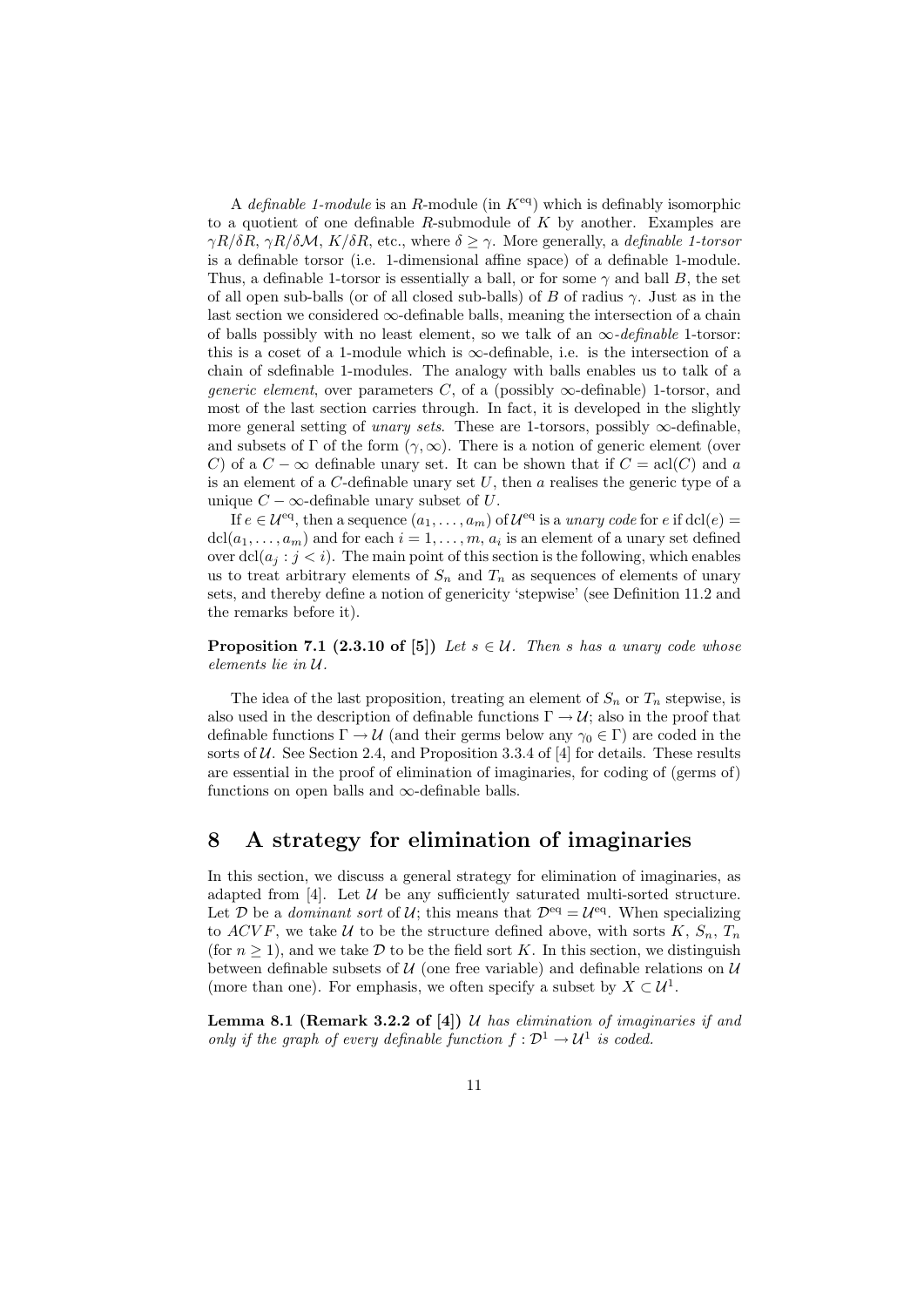A *definable 1-module* is an $R$-module (in $K^{\mathrm{eq}}$) which is definably isomorphic to a quotient of one definable $R$-submodule of $K$ by another. Examples are $\gamma R/\delta R$, $\gamma R/\delta \mathcal{M}$, $K/\delta R$, etc., where $\delta \geq \gamma$. More generally, a *definable 1-torsor* is a definable torsor (i.e. 1-dimensional affine space) of a definable 1-module. Thus, a definable 1-torsor is essentially a ball, or for some $\gamma$ and ball $B$, the set of all open sub-balls (or of all closed sub-balls) of $B$ of radius $\gamma$. Just as in the last section we considered $\infty$-definable balls, meaning the intersection of a chain of balls possibly with no least element, so we talk of an $\infty$*-definable* 1-torsor: this is a coset of a 1-module which is $\infty$-definable, i.e. is the intersection of a chain of sdefinable 1-modules. The analogy with balls enables us to talk of a *generic element*, over parameters $C$, of a (possibly $\infty$-definable) 1-torsor, and most of the last section carries through. In fact, it is developed in the slightly more general setting of *unary sets*. These are 1-torsors, possibly $\infty$-definable, and subsets of $\Gamma$ of the form $(\gamma, \infty)$. There is a notion of generic element (over $C$) of a $C - \infty$ definable unary set. It can be shown that if $C = \mathrm{acl}(C)$ and $a$ is an element of a $C$-definable unary set $U$, then $a$ realises the generic type of a unique $C - \infty$-definable unary subset of $U$.

If $e \in \mathcal{U}^{\mathrm{eq}}$, then a sequence $(a_1, \ldots, a_m)$ of $\mathcal{U}^{\mathrm{eq}}$ is a *unary code* for $e$ if $\mathrm{dcl}(e) = \mathrm{dcl}(a_1, \ldots, a_m)$ and for each $i = 1, \ldots, m$, $a_i$ is an element of a unary set defined over $\mathrm{dcl}(a_j : j < i)$. The main point of this section is the following, which enables us to treat arbitrary elements of $S_n$ and $T_n$ as sequences of elements of unary sets, and thereby define a notion of genericity 'stepwise' (see Definition 11.2 and the remarks before it).

**Proposition 7.1 (2.3.10 of [5])** *Let $s \in \mathcal{U}$. Then $s$ has a unary code whose elements lie in $\mathcal{U}$.*

The idea of the last proposition, treating an element of $S_n$ or $T_n$ stepwise, is also used in the description of definable functions $\Gamma \to \mathcal{U}$; also in the proof that definable functions $\Gamma \to \mathcal{U}$ (and their germs below any $\gamma_0 \in \Gamma$) are coded in the sorts of $\mathcal{U}$. See Section 2.4, and Proposition 3.3.4 of [4] for details. These results are essential in the proof of elimination of imaginaries, for coding of (germs of) functions on open balls and $\infty$-definable balls.

# 8 A strategy for elimination of imaginaries

In this section, we discuss a general strategy for elimination of imaginaries, as adapted from [4]. Let $\mathcal{U}$ be any sufficiently saturated multi-sorted structure. Let $\mathcal{D}$ be a *dominant sort* of $\mathcal{U}$; this means that $\mathcal{D}^{\mathrm{eq}} = \mathcal{U}^{\mathrm{eq}}$. When specializing to $ACVF$, we take $\mathcal{U}$ to be the structure defined above, with sorts $K$, $S_n$, $T_n$ (for $n \geq 1$), and we take $\mathcal{D}$ to be the field sort $K$. In this section, we distinguish between definable subsets of $\mathcal{U}$ (one free variable) and definable relations on $\mathcal{U}$ (more than one). For emphasis, we often specify a subset by $X \subset \mathcal{U}^1$.

**Lemma 8.1 (Remark 3.2.2 of [4])** *$\mathcal{U}$ has elimination of imaginaries if and only if the graph of every definable function $f : \mathcal{D}^1 \to \mathcal{U}^1$ is coded.*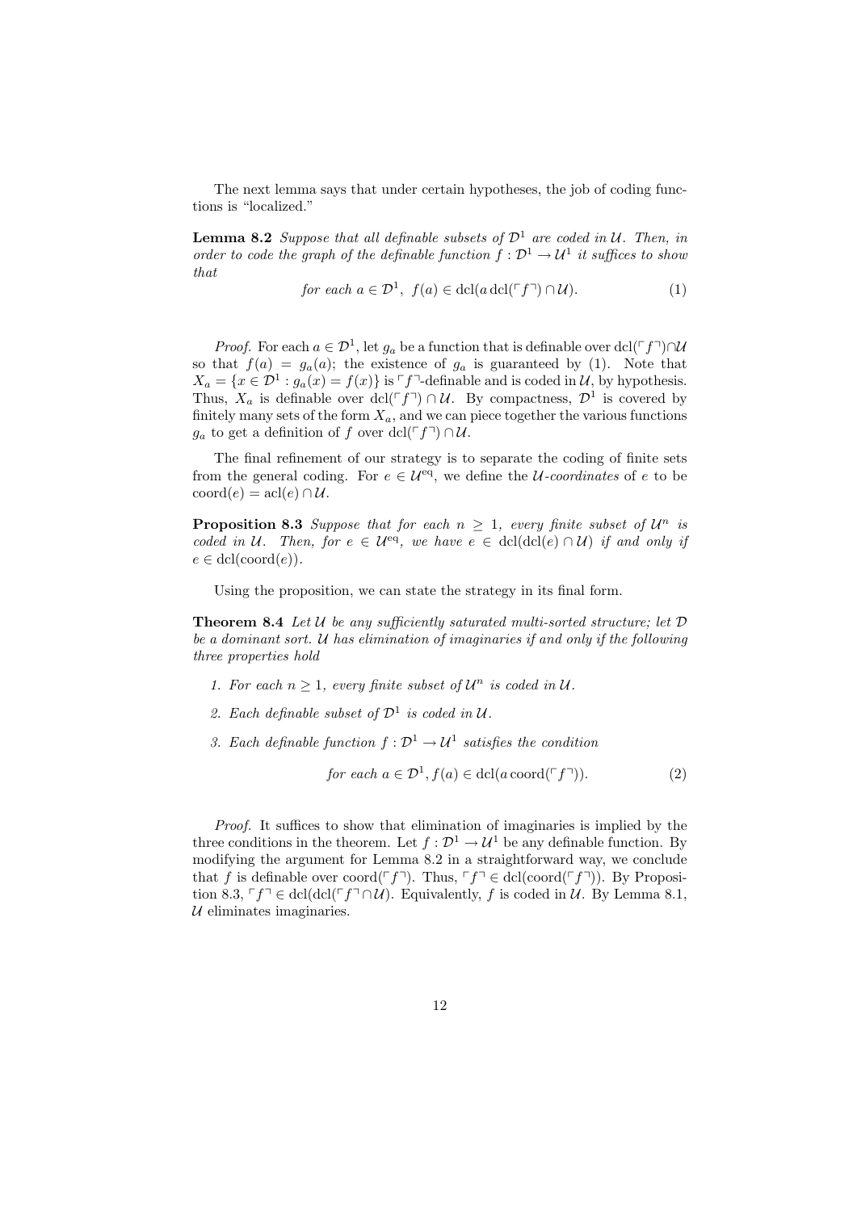The next lemma says that under certain hypotheses, the job of coding functions is "localized."

**Lemma 8.2** *Suppose that all definable subsets of $\mathcal{D}^1$ are coded in $\mathcal{U}$. Then, in order to code the graph of the definable function $f : \mathcal{D}^1 \to \mathcal{U}^1$ it suffices to show that*

$$\text{for each } a \in \mathcal{D}^1,\ f(a) \in \operatorname{dcl}(a \operatorname{dcl}(\ulcorner f \urcorner) \cap \mathcal{U}). \tag{1}$$

*Proof.* For each $a \in \mathcal{D}^1$, let $g_a$ be a function that is definable over $\operatorname{dcl}(\ulcorner f \urcorner) \cap \mathcal{U}$ so that $f(a) = g_a(a)$; the existence of $g_a$ is guaranteed by (1). Note that $X_a = \{x \in \mathcal{D}^1 : g_a(x) = f(x)\}$ is $\ulcorner f \urcorner$-definable and is coded in $\mathcal{U}$, by hypothesis. Thus, $X_a$ is definable over $\operatorname{dcl}(\ulcorner f \urcorner) \cap \mathcal{U}$. By compactness, $\mathcal{D}^1$ is covered by finitely many sets of the form $X_a$, and we can piece together the various functions $g_a$ to get a definition of $f$ over $\operatorname{dcl}(\ulcorner f \urcorner) \cap \mathcal{U}$.

The final refinement of our strategy is to separate the coding of finite sets from the general coding. For $e \in \mathcal{U}^{\mathrm{eq}}$, we define the *$\mathcal{U}$-coordinates* of $e$ to be $\operatorname{coord}(e) = \operatorname{acl}(e) \cap \mathcal{U}$.

**Proposition 8.3** *Suppose that for each $n \geq 1$, every finite subset of $\mathcal{U}^n$ is coded in $\mathcal{U}$. Then, for $e \in \mathcal{U}^{\mathrm{eq}}$, we have $e \in \operatorname{dcl}(\operatorname{dcl}(e) \cap \mathcal{U})$ if and only if $e \in \operatorname{dcl}(\operatorname{coord}(e))$.*

Using the proposition, we can state the strategy in its final form.

**Theorem 8.4** *Let $\mathcal{U}$ be any sufficiently saturated multi-sorted structure; let $\mathcal{D}$ be a dominant sort. $\mathcal{U}$ has elimination of imaginaries if and only if the following three properties hold*

1. *For each $n \geq 1$, every finite subset of $\mathcal{U}^n$ is coded in $\mathcal{U}$.*
2. *Each definable subset of $\mathcal{D}^1$ is coded in $\mathcal{U}$.*
3. *Each definable function $f : \mathcal{D}^1 \to \mathcal{U}^1$ satisfies the condition*

$$\text{for each } a \in \mathcal{D}^1, f(a) \in \operatorname{dcl}(a \operatorname{coord}(\ulcorner f \urcorner)). \tag{2}$$

*Proof.* It suffices to show that elimination of imaginaries is implied by the three conditions in the theorem. Let $f : \mathcal{D}^1 \to \mathcal{U}^1$ be any definable function. By modifying the argument for Lemma 8.2 in a straightforward way, we conclude that $f$ is definable over $\operatorname{coord}(\ulcorner f \urcorner)$. Thus, $\ulcorner f \urcorner \in \operatorname{dcl}(\operatorname{coord}(\ulcorner f \urcorner))$. By Proposition 8.3, $\ulcorner f \urcorner \in \operatorname{dcl}(\operatorname{dcl}(\ulcorner f \urcorner \cap \mathcal{U})$. Equivalently, $f$ is coded in $\mathcal{U}$. By Lemma 8.1, $\mathcal{U}$ eliminates imaginaries.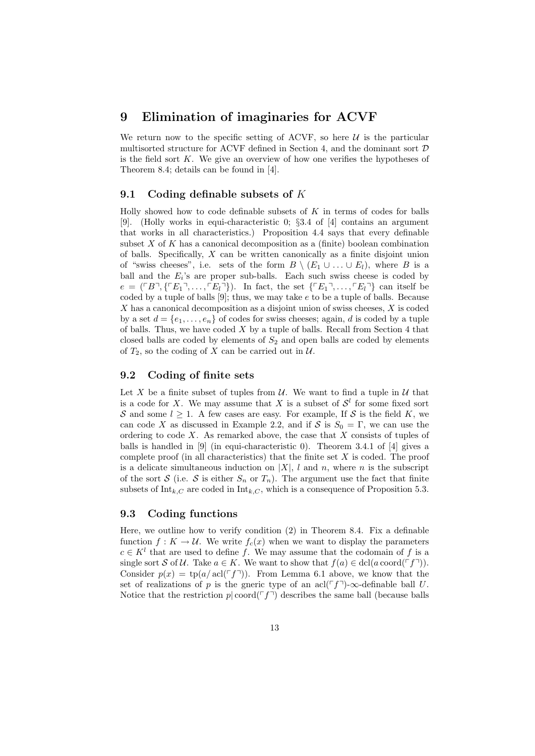# 9 Elimination of imaginaries for ACVF

We return now to the specific setting of ACVF, so here $\mathcal{U}$ is the particular multisorted structure for ACVF defined in Section 4, and the dominant sort $\mathcal{D}$ is the field sort $K$. We give an overview of how one verifies the hypotheses of Theorem 8.4; details can be found in [4].

## 9.1 Coding definable subsets of $K$

Holly showed how to code definable subsets of $K$ in terms of codes for balls [9]. (Holly works in equi-characteristic 0; §3.4 of [4] contains an argument that works in all characteristics.) Proposition 4.4 says that every definable subset $X$ of $K$ has a canonical decomposition as a (finite) boolean combination of balls. Specifically, $X$ can be written canonically as a finite disjoint union of "swiss cheeses", i.e. sets of the form $B \setminus (E_1 \cup \ldots \cup E_l)$, where $B$ is a ball and the $E_i$'s are proper sub-balls. Each such swiss cheese is coded by $e = (\ulcorner B \urcorner, \{\ulcorner E_1 \urcorner, \ldots, \ulcorner E_l \urcorner\})$. In fact, the set $\{\ulcorner E_1 \urcorner, \ldots, \ulcorner E_l \urcorner\}$ can itself be coded by a tuple of balls [9]; thus, we may take $e$ to be a tuple of balls. Because $X$ has a canonical decomposition as a disjoint union of swiss cheeses, $X$ is coded by a set $d = \{e_1, \ldots, e_n\}$ of codes for swiss cheeses; again, $d$ is coded by a tuple of balls. Thus, we have coded $X$ by a tuple of balls. Recall from Section 4 that closed balls are coded by elements of $S_2$ and open balls are coded by elements of $T_2$, so the coding of $X$ can be carried out in $\mathcal{U}$.

## 9.2 Coding of finite sets

Let $X$ be a finite subset of tuples from $\mathcal{U}$. We want to find a tuple in $\mathcal{U}$ that is a code for $X$. We may assume that $X$ is a subset of $\mathcal{S}^l$ for some fixed sort $\mathcal{S}$ and some $l \geq 1$. A few cases are easy. For example, If $\mathcal{S}$ is the field $K$, we can code $X$ as discussed in Example 2.2, and if $\mathcal{S}$ is $S_0 = \Gamma$, we can use the ordering to code $X$. As remarked above, the case that $X$ consists of tuples of balls is handled in [9] (in equi-characteristic 0). Theorem 3.4.1 of [4] gives a complete proof (in all characteristics) that the finite set $X$ is coded. The proof is a delicate simultaneous induction on $|X|$, $l$ and $n$, where $n$ is the subscript of the sort $\mathcal{S}$ (i.e. $\mathcal{S}$ is either $S_n$ or $T_n$). The argument use the fact that finite subsets of $\mathrm{Int}_{k,C}$ are coded in $\mathrm{Int}_{k,C}$, which is a consequence of Proposition 5.3.

## 9.3 Coding functions

Here, we outline how to verify condition (2) in Theorem 8.4. Fix a definable function $f : K \to \mathcal{U}$. We write $f_c(x)$ when we want to display the parameters $c \in K^l$ that are used to define $f$. We may assume that the codomain of $f$ is a single sort $\mathcal{S}$ of $\mathcal{U}$. Take $a \in K$. We want to show that $f(a) \in \mathrm{dcl}(a\, \mathrm{coord}(\ulcorner f \urcorner))$. Consider $p(x) = \mathrm{tp}(a/\, \mathrm{acl}(\ulcorner f \urcorner))$. From Lemma 6.1 above, we know that the set of realizations of $p$ is the gneric type of an $\mathrm{acl}(\ulcorner f \urcorner)$-$\infty$-definable ball $U$. Notice that the restriction $p|\,\mathrm{coord}(\ulcorner f \urcorner)$ describes the same ball (because balls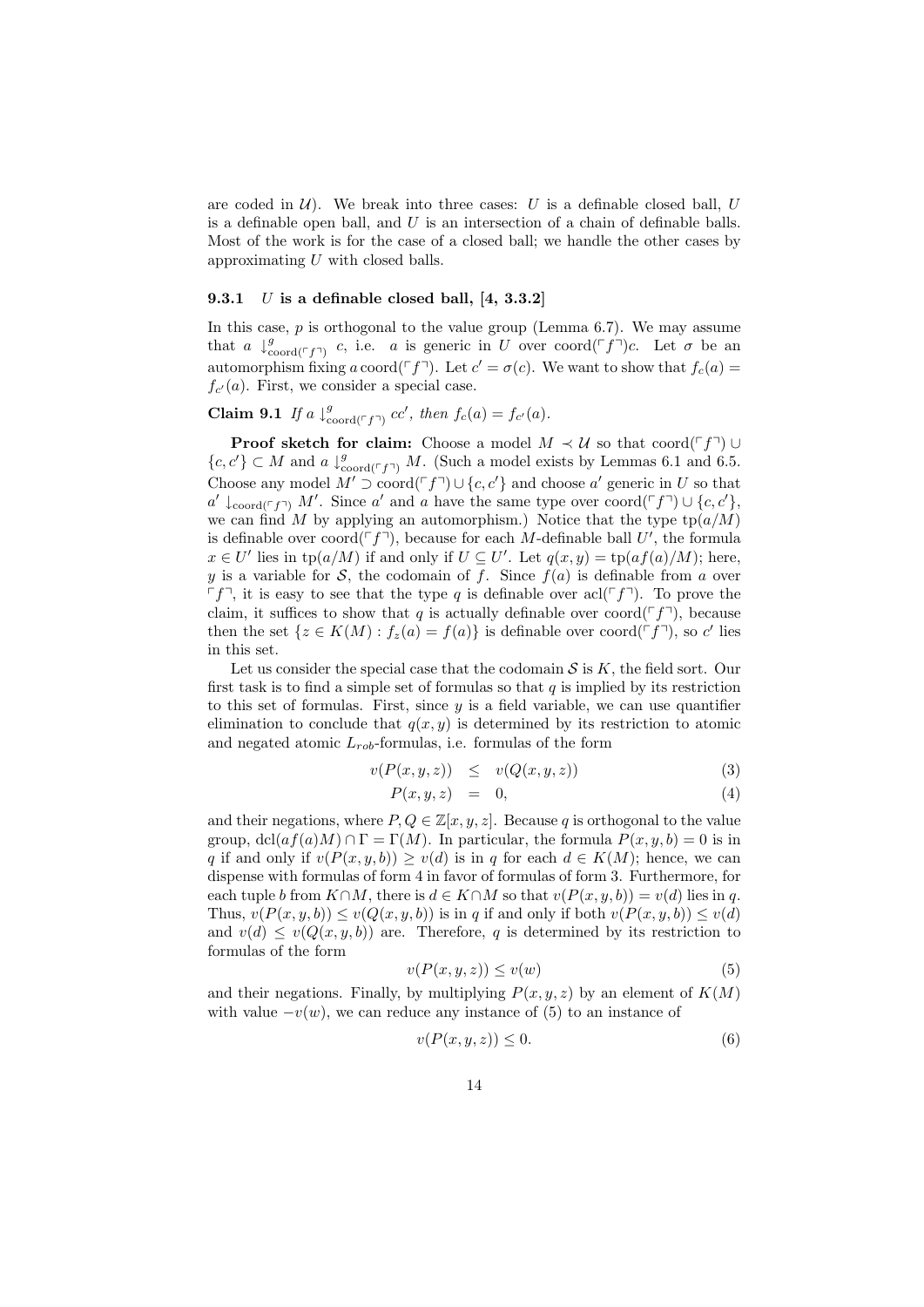are coded in $\mathcal{U}$). We break into three cases: $U$ is a definable closed ball, $U$ is a definable open ball, and $U$ is an intersection of a chain of definable balls. Most of the work is for the case of a closed ball; we handle the other cases by approximating $U$ with closed balls.

### 9.3.1 $U$ is a definable closed ball, [4, 3.3.2]

In this case, $p$ is orthogonal to the value group (Lemma 6.7). We may assume that $a \downarrow^g_{\mathrm{coord}(\ulcorner f \urcorner)} c$, i.e. $a$ is generic in $U$ over $\mathrm{coord}(\ulcorner f \urcorner)c$. Let $\sigma$ be an automorphism fixing $a\,\mathrm{coord}(\ulcorner f \urcorner)$. Let $c' = \sigma(c)$. We want to show that $f_c(a) = f_{c'}(a)$. First, we consider a special case.

**Claim 9.1** *If $a \downarrow^g_{\mathrm{coord}(\ulcorner f \urcorner)} cc'$, then $f_c(a) = f_{c'}(a)$.*

**Proof sketch for claim:** Choose a model $M \prec \mathcal{U}$ so that $\mathrm{coord}(\ulcorner f \urcorner) \cup \{c, c'\} \subset M$ and $a \downarrow^g_{\mathrm{coord}(\ulcorner f \urcorner)} M$. (Such a model exists by Lemmas 6.1 and 6.5. Choose any model $M' \supset \mathrm{coord}(\ulcorner f \urcorner) \cup \{c, c'\}$ and choose $a'$ generic in $U$ so that $a' \downarrow_{\mathrm{coord}(\ulcorner f \urcorner)} M'$. Since $a'$ and $a$ have the same type over $\mathrm{coord}(\ulcorner f \urcorner) \cup \{c, c'\}$, we can find $M$ by applying an automorphism.) Notice that the type $\mathrm{tp}(a/M)$ is definable over $\mathrm{coord}(\ulcorner f \urcorner)$, because for each $M$-definable ball $U'$, the formula $x \in U'$ lies in $\mathrm{tp}(a/M)$ if and only if $U \subseteq U'$. Let $q(x, y) = \mathrm{tp}(af(a)/M)$; here, $y$ is a variable for $\mathcal{S}$, the codomain of $f$. Since $f(a)$ is definable from $a$ over $\ulcorner f \urcorner$, it is easy to see that the type $q$ is definable over $\mathrm{acl}(\ulcorner f \urcorner)$. To prove the claim, it suffices to show that $q$ is actually definable over $\mathrm{coord}(\ulcorner f \urcorner)$, because then the set $\{z \in K(M) : f_z(a) = f(a)\}$ is definable over $\mathrm{coord}(\ulcorner f \urcorner)$, so $c'$ lies in this set.

Let us consider the special case that the codomain $\mathcal{S}$ is $K$, the field sort. Our first task is to find a simple set of formulas so that $q$ is implied by its restriction to this set of formulas. First, since $y$ is a field variable, we can use quantifier elimination to conclude that $q(x, y)$ is determined by its restriction to atomic and negated atomic $L_{rob}$-formulas, i.e. formulas of the form

$$v(P(x, y, z)) \quad \leq \quad v(Q(x, y, z)) \tag{3}$$

$$P(x, y, z) \quad = \quad 0, \tag{4}$$

and their negations, where $P, Q \in \mathbb{Z}[x, y, z]$. Because $q$ is orthogonal to the value group, $\mathrm{dcl}(af(a)M) \cap \Gamma = \Gamma(M)$. In particular, the formula $P(x, y, b) = 0$ is in $q$ if and only if $v(P(x, y, b)) \geq v(d)$ is in $q$ for each $d \in K(M)$; hence, we can dispense with formulas of form 4 in favor of formulas of form 3. Furthermore, for each tuple $b$ from $K \cap M$, there is $d \in K \cap M$ so that $v(P(x, y, b)) = v(d)$ lies in $q$. Thus, $v(P(x, y, b)) \leq v(Q(x, y, b))$ is in $q$ if and only if both $v(P(x, y, b)) \leq v(d)$ and $v(d) \leq v(Q(x, y, b))$ are. Therefore, $q$ is determined by its restriction to formulas of the form

$$v(P(x, y, z)) \leq v(w) \tag{5}$$

and their negations. Finally, by multiplying $P(x, y, z)$ by an element of $K(M)$ with value $-v(w)$, we can reduce any instance of (5) to an instance of

$$v(P(x, y, z)) \leq 0. \tag{6}$$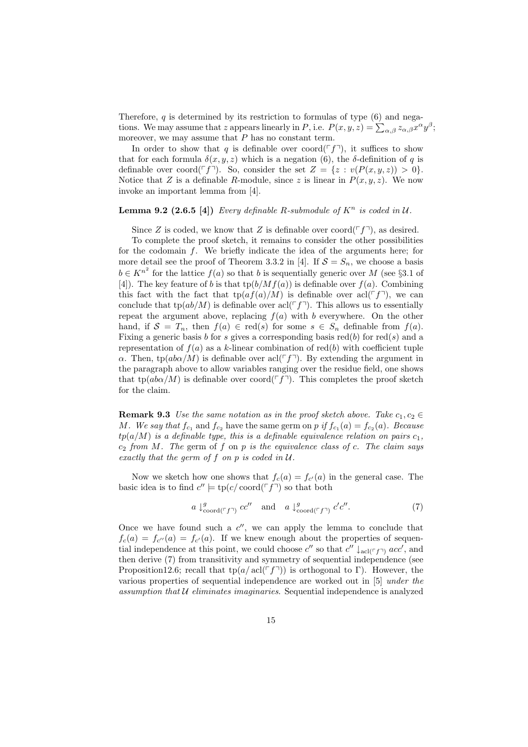Therefore, $q$ is determined by its restriction to formulas of type (6) and negations. We may assume that $z$ appears linearly in $P$, i.e. $P(x, y, z) = \sum_{\alpha,\beta} z_{\alpha,\beta} x^\alpha y^\beta$; moreover, we may assume that $P$ has no constant term.

In order to show that $q$ is definable over $\operatorname{coord}(\ulcorner f \urcorner)$, it suffices to show that for each formula $\delta(x, y, z)$ which is a negation (6), the $\delta$-definition of $q$ is definable over $\operatorname{coord}(\ulcorner f \urcorner)$. So, consider the set $Z = \{z : v(P(x, y, z)) > 0\}$. Notice that $Z$ is a definable $R$-module, since $z$ is linear in $P(x, y, z)$. We now invoke an important lemma from [4].

**Lemma 9.2 (2.6.5 [4])** *Every definable $R$-submodule of $K^n$ is coded in $\mathcal{U}$.*

Since $Z$ is coded, we know that $Z$ is definable over $\operatorname{coord}(\ulcorner f \urcorner)$, as desired.

To complete the proof sketch, it remains to consider the other possibilities for the codomain $f$. We briefly indicate the idea of the arguments here; for more detail see the proof of Theorem 3.3.2 in [4]. If $\mathcal{S} = S_n$, we choose a basis $b \in K^{n^2}$ for the lattice $f(a)$ so that $b$ is sequentially generic over $M$ (see §3.1 of [4]). The key feature of $b$ is that $\operatorname{tp}(b/Mf(a))$ is definable over $f(a)$. Combining this fact with the fact that $\operatorname{tp}(af(a)/M)$ is definable over $\operatorname{acl}(\ulcorner f \urcorner)$, we can conclude that $\operatorname{tp}(ab/M)$ is definable over $\operatorname{acl}(\ulcorner f \urcorner)$. This allows us to essentially repeat the argument above, replacing $f(a)$ with $b$ everywhere. On the other hand, if $\mathcal{S} = T_n$, then $f(a) \in \operatorname{red}(s)$ for some $s \in S_n$ definable from $f(a)$. Fixing a generic basis $b$ for $s$ gives a corresponding basis $\operatorname{red}(b)$ for $\operatorname{red}(s)$ and a representation of $f(a)$ as a $k$-linear combination of $\operatorname{red}(b)$ with coefficient tuple $\alpha$. Then, $\operatorname{tp}(ab\alpha/M)$ is definable over $\operatorname{acl}(\ulcorner f \urcorner)$. By extending the argument in the paragraph above to allow variables ranging over the residue field, one shows that $\operatorname{tp}(ab\alpha/M)$ is definable over $\operatorname{coord}(\ulcorner f \urcorner)$. This completes the proof sketch for the claim.

**Remark 9.3** *Use the same notation as in the proof sketch above. Take $c_1, c_2 \in M$. We say that $f_{c_1}$ and $f_{c_2}$ have the same germ on $p$ if $f_{c_1}(a) = f_{c_2}(a)$. Because $tp(a/M)$ is a definable type, this is a definable equivalence relation on pairs $c_1$, $c_2$ from $M$. The germ of $f$ on $p$ is the equivalence class of $c$. The claim says exactly that the germ of $f$ on $p$ is coded in $\mathcal{U}$.*

Now we sketch how one shows that $f_c(a) = f_{c'}(a)$ in the general case. The basic idea is to find $c'' \models \operatorname{tp}(c/\operatorname{coord}(\ulcorner f \urcorner))$ so that both

$$a \downarrow^g_{\operatorname{coord}(\ulcorner f \urcorner)} cc'' \quad \text{and} \quad a \downarrow^g_{\operatorname{coord}(\ulcorner f \urcorner)} c'c''. \tag{7}$$

Once we have found such a $c''$, we can apply the lemma to conclude that $f_c(a) = f_{c''}(a) = f_{c'}(a)$. If we knew enough about the properties of sequential independence at this point, we could choose $c''$ so that $c'' \downarrow_{\operatorname{acl}(\ulcorner f \urcorner)} acc'$, and then derive (7) from transitivity and symmetry of sequential independence (see Proposition12.6; recall that $\operatorname{tp}(a/\operatorname{acl}(\ulcorner f \urcorner))$ is orthogonal to $\Gamma$). However, the various properties of sequential independence are worked out in [5] *under the assumption that $\mathcal{U}$ eliminates imaginaries*. Sequential independence is analyzed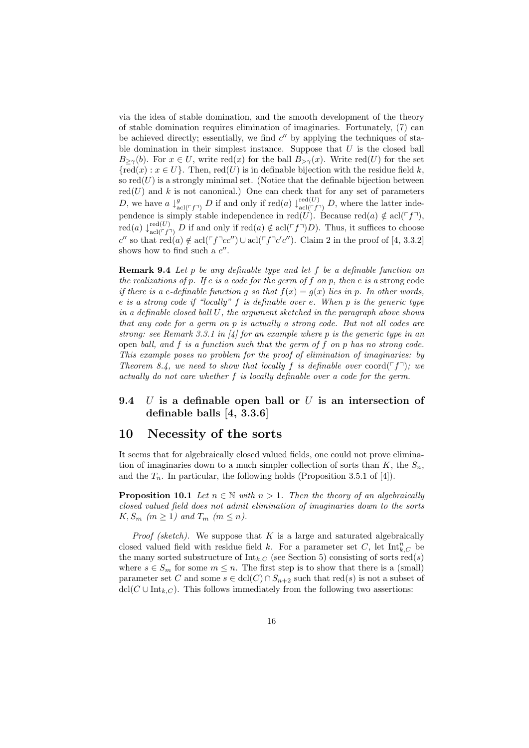via the idea of stable domination, and the smooth development of the theory of stable domination requires elimination of imaginaries. Fortunately, (7) can be achieved directly; essentially, we find $c''$ by applying the techniques of stable domination in their simplest instance. Suppose that $U$ is the closed ball $B_{\geq\gamma}(b)$. For $x \in U$, write $\mathrm{red}(x)$ for the ball $B_{>\gamma}(x)$. Write $\mathrm{red}(U)$ for the set $\{\mathrm{red}(x) : x \in U\}$. Then, $\mathrm{red}(U)$ is in definable bijection with the residue field $k$, so $\mathrm{red}(U)$ is a strongly minimal set. (Notice that the definable bijection between $\mathrm{red}(U)$ and $k$ is not canonical.) One can check that for any set of parameters $D$, we have $a \downarrow^{g}_{\mathrm{acl}(\ulcorner f \urcorner)} D$ if and only if $\mathrm{red}(a) \downarrow^{\mathrm{red}(U)}_{\mathrm{acl}(\ulcorner f \urcorner)} D$, where the latter independence is simply stable independence in $\mathrm{red}(U)$. Because $\mathrm{red}(a) \notin \mathrm{acl}(\ulcorner f \urcorner)$, $\mathrm{red}(a) \downarrow^{\mathrm{red}(U)}_{\mathrm{acl}(\ulcorner f \urcorner)} D$ if and only if $\mathrm{red}(a) \notin \mathrm{acl}(\ulcorner f \urcorner D)$. Thus, it suffices to choose $c''$ so that $\mathrm{red}(a) \notin \mathrm{acl}(\ulcorner f \urcorner c c'') \cup \mathrm{acl}(\ulcorner f \urcorner c' c'')$. Claim 2 in the proof of [4, 3.3.2] shows how to find such a $c''$.

**Remark 9.4** *Let $p$ be any definable type and let $f$ be a definable function on the realizations of $p$. If $e$ is a code for the germ of $f$ on $p$, then $e$ is a* strong code *if there is a $e$-definable function $g$ so that $f(x) = g(x)$ lies in $p$. In other words, $e$ is a strong code if "locally" $f$ is definable over $e$. When $p$ is the generic type in a definable closed ball $U$, the argument sketched in the paragraph above shows that any code for a germ on $p$ is actually a strong code. But not all codes are strong: see Remark 3.3.1 in [4] for an example where $p$ is the generic type in an* open *ball, and $f$ is a function such that the germ of $f$ on $p$ has no strong code. This example poses no problem for the proof of elimination of imaginaries: by Theorem 8.4, we need to show that locally $f$ is definable over* $\mathrm{coord}(\ulcorner f \urcorner)$*; we actually do not care whether $f$ is locally definable over a code for the germ.*

### 9.4 $U$ is a definable open ball or $U$ is an intersection of definable balls [4, 3.3.6]

## 10 Necessity of the sorts

It seems that for algebraically closed valued fields, one could not prove elimination of imaginaries down to a much simpler collection of sorts than $K$, the $S_n$, and the $T_n$. In particular, the following holds (Proposition 3.5.1 of [4]).

**Proposition 10.1** *Let $n \in \mathbb{N}$ with $n > 1$. Then the theory of an algebraically closed valued field does not admit elimination of imaginaries down to the sorts $K, S_m$ $(m \geq 1)$ and $T_m$ $(m \leq n)$.*

*Proof (sketch).* We suppose that $K$ is a large and saturated algebraically closed valued field with residue field $k$. For a parameter set $C$, let $\mathrm{Int}^n_{k,C}$ be the many sorted substructure of $\mathrm{Int}_{k,C}$ (see Section 5) consisting of sorts $\mathrm{red}(s)$ where $s \in S_m$ for some $m \leq n$. The first step is to show that there is a (small) parameter set $C$ and some $s \in \mathrm{dcl}(C) \cap S_{n+2}$ such that $\mathrm{red}(s)$ is not a subset of $\mathrm{dcl}(C \cup \mathrm{Int}_{k,C})$. This follows immediately from the following two assertions: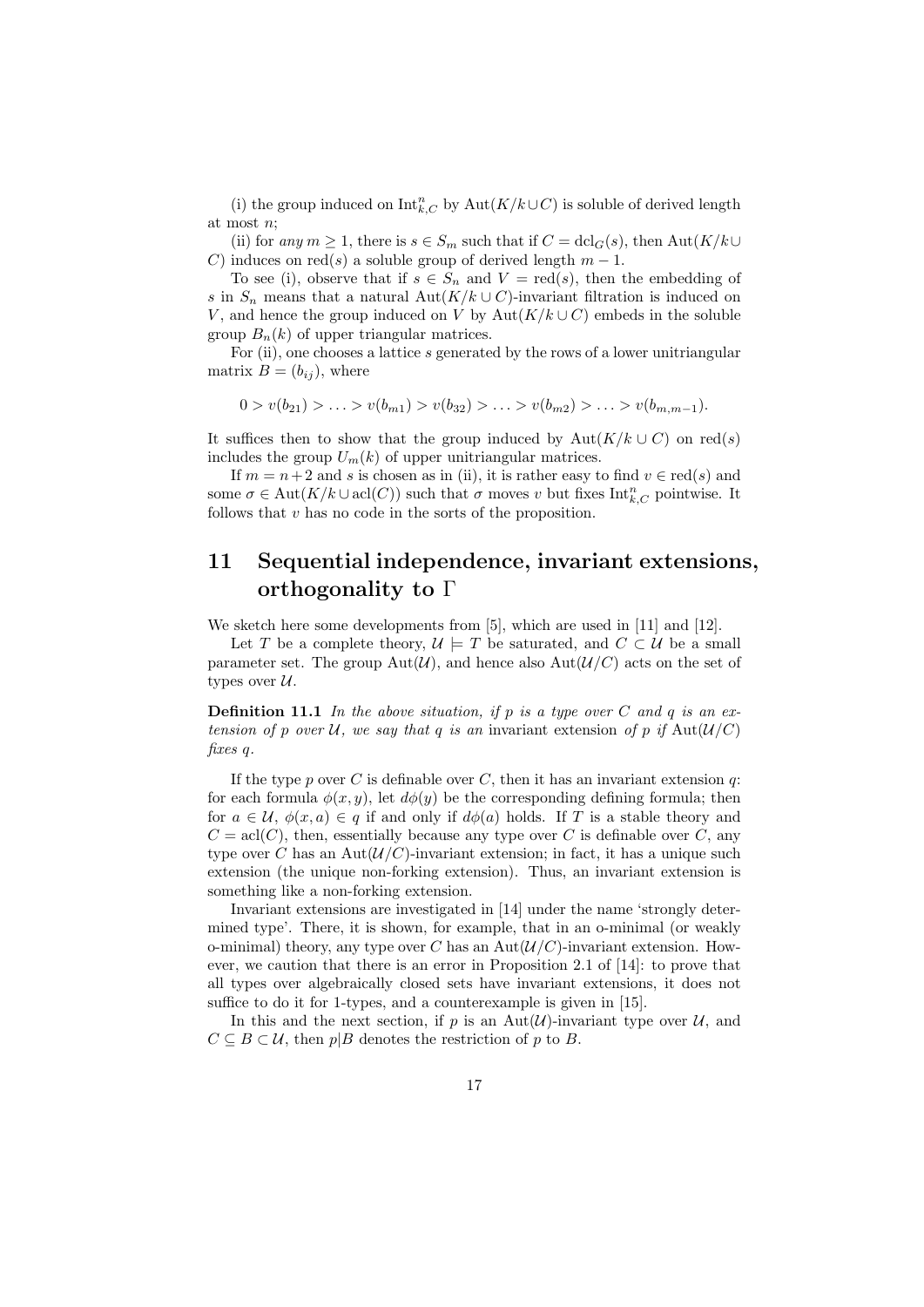(i) the group induced on $\mathrm{Int}^n_{k,C}$ by $\mathrm{Aut}(K/k \cup C)$ is soluble of derived length at most $n$;

(ii) for *any* $m \geq 1$, there is $s \in S_m$ such that if $C = \mathrm{dcl}_G(s)$, then $\mathrm{Aut}(K/k \cup C)$ induces on $\mathrm{red}(s)$ a soluble group of derived length $m-1$.

To see (i), observe that if $s \in S_n$ and $V = \mathrm{red}(s)$, then the embedding of $s$ in $S_n$ means that a natural $\mathrm{Aut}(K/k \cup C)$-invariant filtration is induced on $V$, and hence the group induced on $V$ by $\mathrm{Aut}(K/k \cup C)$ embeds in the soluble group $B_n(k)$ of upper triangular matrices.

For (ii), one chooses a lattice $s$ generated by the rows of a lower unitriangular matrix $B = (b_{ij})$, where

$$0 > v(b_{21}) > \ldots > v(b_{m1}) > v(b_{32}) > \ldots > v(b_{m2}) > \ldots > v(b_{m,m-1}).$$

It suffices then to show that the group induced by $\mathrm{Aut}(K/k \cup C)$ on $\mathrm{red}(s)$ includes the group $U_m(k)$ of upper unitriangular matrices.

If $m = n+2$ and $s$ is chosen as in (ii), it is rather easy to find $v \in \mathrm{red}(s)$ and some $\sigma \in \mathrm{Aut}(K/k \cup \mathrm{acl}(C))$ such that $\sigma$ moves $v$ but fixes $\mathrm{Int}^n_{k,C}$ pointwise. It follows that $v$ has no code in the sorts of the proposition.

# 11 Sequential independence, invariant extensions, orthogonality to $\Gamma$

We sketch here some developments from [5], which are used in [11] and [12].

Let $T$ be a complete theory, $\mathcal{U} \models T$ be saturated, and $C \subset \mathcal{U}$ be a small parameter set. The group $\mathrm{Aut}(\mathcal{U})$, and hence also $\mathrm{Aut}(\mathcal{U}/C)$ acts on the set of types over $\mathcal{U}$.

**Definition 11.1** *In the above situation, if $p$ is a type over $C$ and $q$ is an extension of $p$ over $\mathcal{U}$, we say that $q$ is an* invariant extension *of $p$ if $\mathrm{Aut}(\mathcal{U}/C)$ fixes $q$.*

If the type $p$ over $C$ is definable over $C$, then it has an invariant extension $q$: for each formula $\phi(x,y)$, let $d\phi(y)$ be the corresponding defining formula; then for $a \in \mathcal{U}$, $\phi(x,a) \in q$ if and only if $d\phi(a)$ holds. If $T$ is a stable theory and $C = \mathrm{acl}(C)$, then, essentially because any type over $C$ is definable over $C$, any type over $C$ has an $\mathrm{Aut}(\mathcal{U}/C)$-invariant extension; in fact, it has a unique such extension (the unique non-forking extension). Thus, an invariant extension is something like a non-forking extension.

Invariant extensions are investigated in [14] under the name 'strongly determined type'. There, it is shown, for example, that in an o-minimal (or weakly o-minimal) theory, any type over $C$ has an $\mathrm{Aut}(\mathcal{U}/C)$-invariant extension. However, we caution that there is an error in Proposition 2.1 of [14]: to prove that all types over algebraically closed sets have invariant extensions, it does not suffice to do it for 1-types, and a counterexample is given in [15].

In this and the next section, if $p$ is an $\mathrm{Aut}(\mathcal{U})$-invariant type over $\mathcal{U}$, and $C \subseteq B \subset \mathcal{U}$, then $p|B$ denotes the restriction of $p$ to $B$.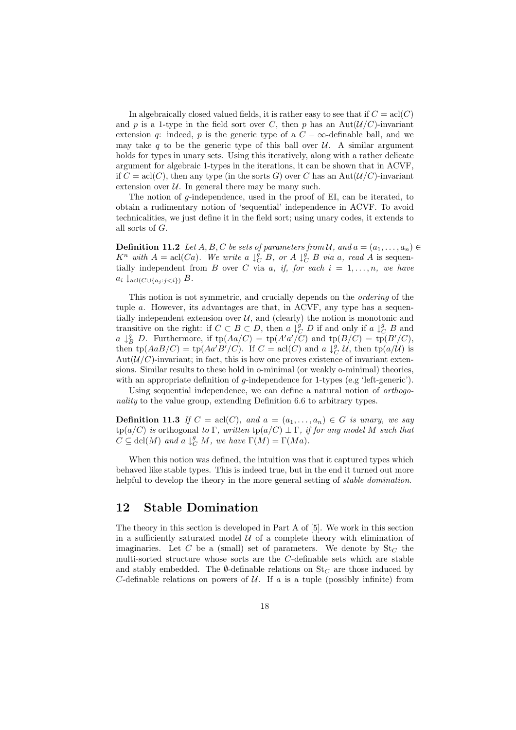In algebraically closed valued fields, it is rather easy to see that if $C = \mathrm{acl}(C)$ and $p$ is a 1-type in the field sort over $C$, then $p$ has an $\mathrm{Aut}(\mathcal{U}/C)$-invariant extension $q$: indeed, $p$ is the generic type of a $C-\infty$-definable ball, and we may take $q$ to be the generic type of this ball over $\mathcal{U}$. A similar argument holds for types in unary sets. Using this iteratively, along with a rather delicate argument for algebraic 1-types in the iterations, it can be shown that in ACVF, if $C = \mathrm{acl}(C)$, then any type (in the sorts $G$) over $C$ has an $\mathrm{Aut}(\mathcal{U}/C)$-invariant extension over $\mathcal{U}$. In general there may be many such.

The notion of $g$-independence, used in the proof of EI, can be iterated, to obtain a rudimentary notion of 'sequential' independence in ACVF. To avoid technicalities, we just define it in the field sort; using unary codes, it extends to all sorts of $G$.

**Definition 11.2** *Let $A, B, C$ be sets of parameters from $\mathcal{U}$, and $a = (a_1, \ldots, a_n) \in K^n$ with $A = \mathrm{acl}(Ca)$. We write $a \downarrow^g_C B$, or $A \downarrow^g_C B$ via $a$, read $A$* is sequentially independent from $B$ over $C$ via $a$, *if, for each $i = 1, \ldots, n$, we have $a_i \downarrow_{\mathrm{acl}(C \cup \{a_j : j<i\})} B$.*

This notion is not symmetric, and crucially depends on the *ordering* of the tuple $a$. However, its advantages are that, in ACVF, any type has a sequentially independent extension over $\mathcal{U}$, and (clearly) the notion is monotonic and transitive on the right: if $C \subset B \subset D$, then $a \downarrow^g_C D$ if and only if $a \downarrow^g_C B$ and $a \downarrow^g_B D$. Furthermore, if $\mathrm{tp}(Aa/C) = \mathrm{tp}(A'a'/C)$ and $\mathrm{tp}(B/C) = \mathrm{tp}(B'/C)$, then $\mathrm{tp}(AaB/C) = \mathrm{tp}(Aa'B'/C)$. If $C = \mathrm{acl}(C)$ and $a \downarrow^g_C \mathcal{U}$, then $\mathrm{tp}(a/\mathcal{U})$ is $\mathrm{Aut}(\mathcal{U}/C)$-invariant; in fact, this is how one proves existence of invariant extensions. Similar results to these hold in o-minimal (or weakly o-minimal) theories, with an appropriate definition of $g$-independence for 1-types (e.g 'left-generic').

Using sequential independence, we can define a natural notion of *orthogonality* to the value group, extending Definition 6.6 to arbitrary types.

**Definition 11.3** *If $C = \mathrm{acl}(C)$, and $a = (a_1, \ldots, a_n) \in G$ is unary, we say $\mathrm{tp}(a/C)$ is* orthogonal *to $\Gamma$, written $\mathrm{tp}(a/C) \perp \Gamma$, if for any model $M$ such that $C \subseteq \mathrm{dcl}(M)$ and $a \downarrow^g_C M$, we have $\Gamma(M) = \Gamma(Ma)$.*

When this notion was defined, the intuition was that it captured types which behaved like stable types. This is indeed true, but in the end it turned out more helpful to develop the theory in the more general setting of *stable domination*.

## 12 Stable Domination

The theory in this section is developed in Part A of [5]. We work in this section in a sufficiently saturated model $\mathcal{U}$ of a complete theory with elimination of imaginaries. Let $C$ be a (small) set of parameters. We denote by $\mathrm{St}_C$ the multi-sorted structure whose sorts are the $C$-definable sets which are stable and stably embedded. The $\emptyset$-definable relations on $\mathrm{St}_C$ are those induced by $C$-definable relations on powers of $\mathcal{U}$. If $a$ is a tuple (possibly infinite) from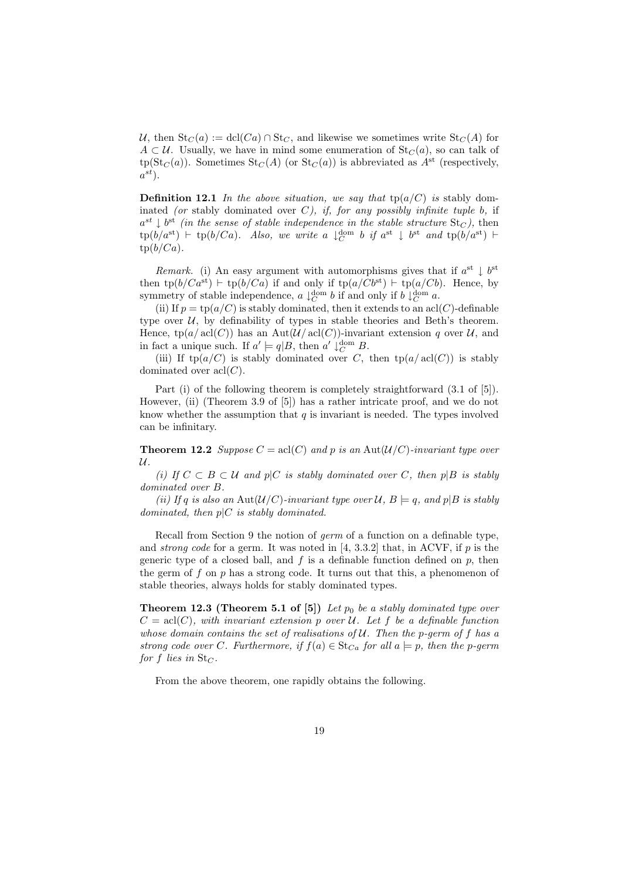$\mathcal{U}$, then $\mathrm{St}_C(a) := \mathrm{dcl}(Ca) \cap \mathrm{St}_C$, and likewise we sometimes write $\mathrm{St}_C(A)$ for $A \subset \mathcal{U}$. Usually, we have in mind some enumeration of $\mathrm{St}_C(a)$, so can talk of $\mathrm{tp}(\mathrm{St}_C(a))$. Sometimes $\mathrm{St}_C(A)$ (or $\mathrm{St}_C(a)$) is abbreviated as $A^{\mathrm{st}}$ (respectively, $a^{st}$).

**Definition 12.1** *In the above situation, we say that* $\mathrm{tp}(a/C)$ *is* stably dominated *(or* stably dominated over $C$*), if, for any possibly infinite tuple* $b$*, if* $a^{st} \downarrow b^{\mathrm{st}}$ *(in the sense of stable independence in the stable structure* $\mathrm{St}_C$*), then* $\mathrm{tp}(b/a^{\mathrm{st}}) \vdash \mathrm{tp}(b/Ca)$*. Also, we write* $a \downarrow_C^{\mathrm{dom}} b$ *if* $a^{\mathrm{st}} \downarrow b^{\mathrm{st}}$ *and* $\mathrm{tp}(b/a^{\mathrm{st}}) \vdash \mathrm{tp}(b/Ca)$*.*

*Remark.* (i) An easy argument with automorphisms gives that if $a^{\mathrm{st}} \downarrow b^{\mathrm{st}}$ then $\mathrm{tp}(b/Ca^{\mathrm{st}}) \vdash \mathrm{tp}(b/Ca)$ if and only if $\mathrm{tp}(a/Cb^{\mathrm{st}}) \vdash \mathrm{tp}(a/Cb)$. Hence, by symmetry of stable independence, $a \downarrow_C^{\mathrm{dom}} b$ if and only if $b \downarrow_C^{\mathrm{dom}} a$.

(ii) If $p = \mathrm{tp}(a/C)$ is stably dominated, then it extends to an $\mathrm{acl}(C)$-definable type over $\mathcal{U}$, by definability of types in stable theories and Beth's theorem. Hence, $\mathrm{tp}(a/\mathrm{acl}(C))$ has an $\mathrm{Aut}(\mathcal{U}/\mathrm{acl}(C))$-invariant extension $q$ over $\mathcal{U}$, and in fact a unique such. If $a' \models q|B$, then $a' \downarrow_C^{\mathrm{dom}} B$.

(iii) If $\mathrm{tp}(a/C)$ is stably dominated over $C$, then $\mathrm{tp}(a/\mathrm{acl}(C))$ is stably dominated over $\mathrm{acl}(C)$.

Part (i) of the following theorem is completely straightforward (3.1 of [5]). However, (ii) (Theorem 3.9 of [5]) has a rather intricate proof, and we do not know whether the assumption that $q$ is invariant is needed. The types involved can be infinitary.

**Theorem 12.2** *Suppose* $C = \mathrm{acl}(C)$ *and* $p$ *is an* $\mathrm{Aut}(\mathcal{U}/C)$*-invariant type over* $\mathcal{U}$*.*

*(i) If* $C \subset B \subset \mathcal{U}$ *and* $p|C$ *is stably dominated over* $C$*, then* $p|B$ *is stably dominated over* $B$*.*

*(ii) If* $q$ *is also an* $\mathrm{Aut}(\mathcal{U}/C)$*-invariant type over* $\mathcal{U}$*,* $B \models q$*, and* $p|B$ *is stably dominated, then* $p|C$ *is stably dominated.*

Recall from Section 9 the notion of *germ* of a function on a definable type, and *strong code* for a germ. It was noted in [4, 3.3.2] that, in ACVF, if $p$ is the generic type of a closed ball, and $f$ is a definable function defined on $p$, then the germ of $f$ on $p$ has a strong code. It turns out that this, a phenomenon of stable theories, always holds for stably dominated types.

**Theorem 12.3 (Theorem 5.1 of [5])** *Let* $p_0$ *be a stably dominated type over* $C = \mathrm{acl}(C)$*, with invariant extension* $p$ *over* $\mathcal{U}$*. Let* $f$ *be a definable function whose domain contains the set of realisations of* $\mathcal{U}$*. Then the* $p$*-germ of* $f$ *has a strong code over* $C$*. Furthermore, if* $f(a) \in \mathrm{St}_{Ca}$ *for all* $a \models p$*, then the* $p$*-germ for* $f$ *lies in* $\mathrm{St}_C$*.*

From the above theorem, one rapidly obtains the following.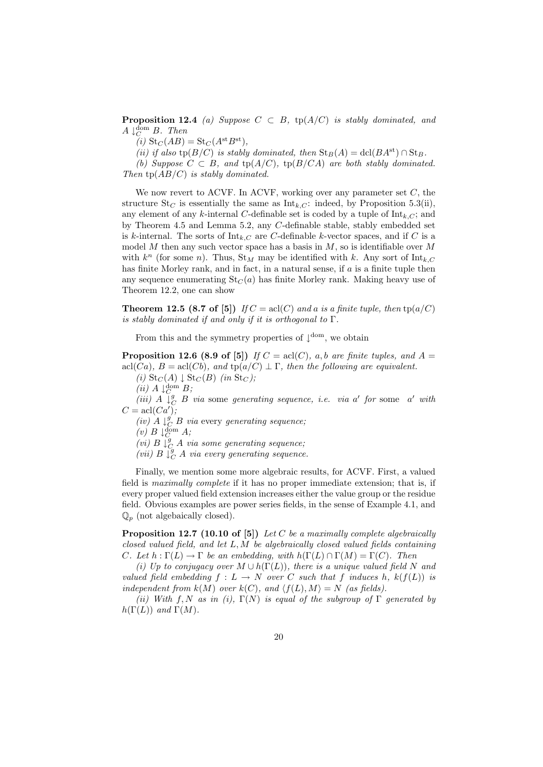**Proposition 12.4** *(a) Suppose $C \subset B$, $\mathrm{tp}(A/C)$ is stably dominated, and $A \downarrow^{\mathrm{dom}}_C B$. Then*

*(i) $\mathrm{St}_C(AB) = \mathrm{St}_C(A^{\mathrm{st}}B^{\mathrm{st}})$,*

*(ii) if also $\mathrm{tp}(B/C)$ is stably dominated, then $\mathrm{St}_B(A) = \mathrm{dcl}(BA^{\mathrm{st}}) \cap \mathrm{St}_B$.*

*(b) Suppose $C \subset B$, and $\mathrm{tp}(A/C)$, $\mathrm{tp}(B/CA)$ are both stably dominated. Then $\mathrm{tp}(AB/C)$ is stably dominated.*

We now revert to ACVF. In ACVF, working over any parameter set $C$, the structure $\mathrm{St}_C$ is essentially the same as $\mathrm{Int}_{k,C}$: indeed, by Proposition 5.3(ii), any element of any $k$-internal $C$-definable set is coded by a tuple of $\mathrm{Int}_{k,C}$; and by Theorem 4.5 and Lemma 5.2, any $C$-definable stable, stably embedded set is $k$-internal. The sorts of $\mathrm{Int}_{k,C}$ are $C$-definable $k$-vector spaces, and if $C$ is a model $M$ then any such vector space has a basis in $M$, so is identifiable over $M$ with $k^n$ (for some $n$). Thus, $\mathrm{St}_M$ may be identified with $k$. Any sort of $\mathrm{Int}_{k,C}$ has finite Morley rank, and in fact, in a natural sense, if $a$ is a finite tuple then any sequence enumerating $\mathrm{St}_C(a)$ has finite Morley rank. Making heavy use of Theorem 12.2, one can show

**Theorem 12.5 (8.7 of [5])** *If $C = \mathrm{acl}(C)$ and $a$ is a finite tuple, then $\mathrm{tp}(a/C)$ is stably dominated if and only if it is orthogonal to $\Gamma$.*

From this and the symmetry properties of $\downarrow^{\mathrm{dom}}$, we obtain

**Proposition 12.6 (8.9 of [5])** *If $C = \mathrm{acl}(C)$, $a, b$ are finite tuples, and $A = \mathrm{acl}(Ca)$, $B = \mathrm{acl}(Cb)$, and $\mathrm{tp}(a/C) \perp \Gamma$, then the following are equivalent.*

*(i) $\mathrm{St}_C(A) \downarrow \mathrm{St}_C(B)$ (in $\mathrm{St}_C$);*

*(ii) $A \downarrow^{\mathrm{dom}}_C B$;*

*(iii) $A \downarrow^{g}_C B$ via* some *generating sequence, i.e. via $a'$ for* some *$a'$ with $C = \mathrm{acl}(Ca')$;*

*(iv) $A \downarrow^{g}_C B$ via* every *generating sequence;*

*(v) $B \downarrow^{\mathrm{dom}}_C A$;*

*(vi) $B \downarrow^{g}_C A$ via some generating sequence;*

*(vii) $B \downarrow^{g}_C A$ via every generating sequence.*

Finally, we mention some more algebraic results, for ACVF. First, a valued field is *maximally complete* if it has no proper immediate extension; that is, if every proper valued field extension increases either the value group or the residue field. Obvious examples are power series fields, in the sense of Example 4.1, and $\mathbb{Q}_p$ (not algebaically closed).

**Proposition 12.7 (10.10 of [5])** *Let $C$ be a maximally complete algebraically closed valued field, and let $L, M$ be algebraically closed valued fields containing $C$. Let $h : \Gamma(L) \to \Gamma$ be an embedding, with $h(\Gamma(L) \cap \Gamma(M) = \Gamma(C)$. Then*

*(i) Up to conjugacy over $M \cup h(\Gamma(L))$, there is a unique valued field $N$ and valued field embedding $f : L \to N$ over $C$ such that $f$ induces $h$, $k(f(L))$ is independent from $k(M)$ over $k(C)$, and $\langle f(L), M \rangle = N$ (as fields).*

*(ii) With $f, N$ as in (i), $\Gamma(N)$ is equal of the subgroup of $\Gamma$ generated by $h(\Gamma(L))$ and $\Gamma(M)$.*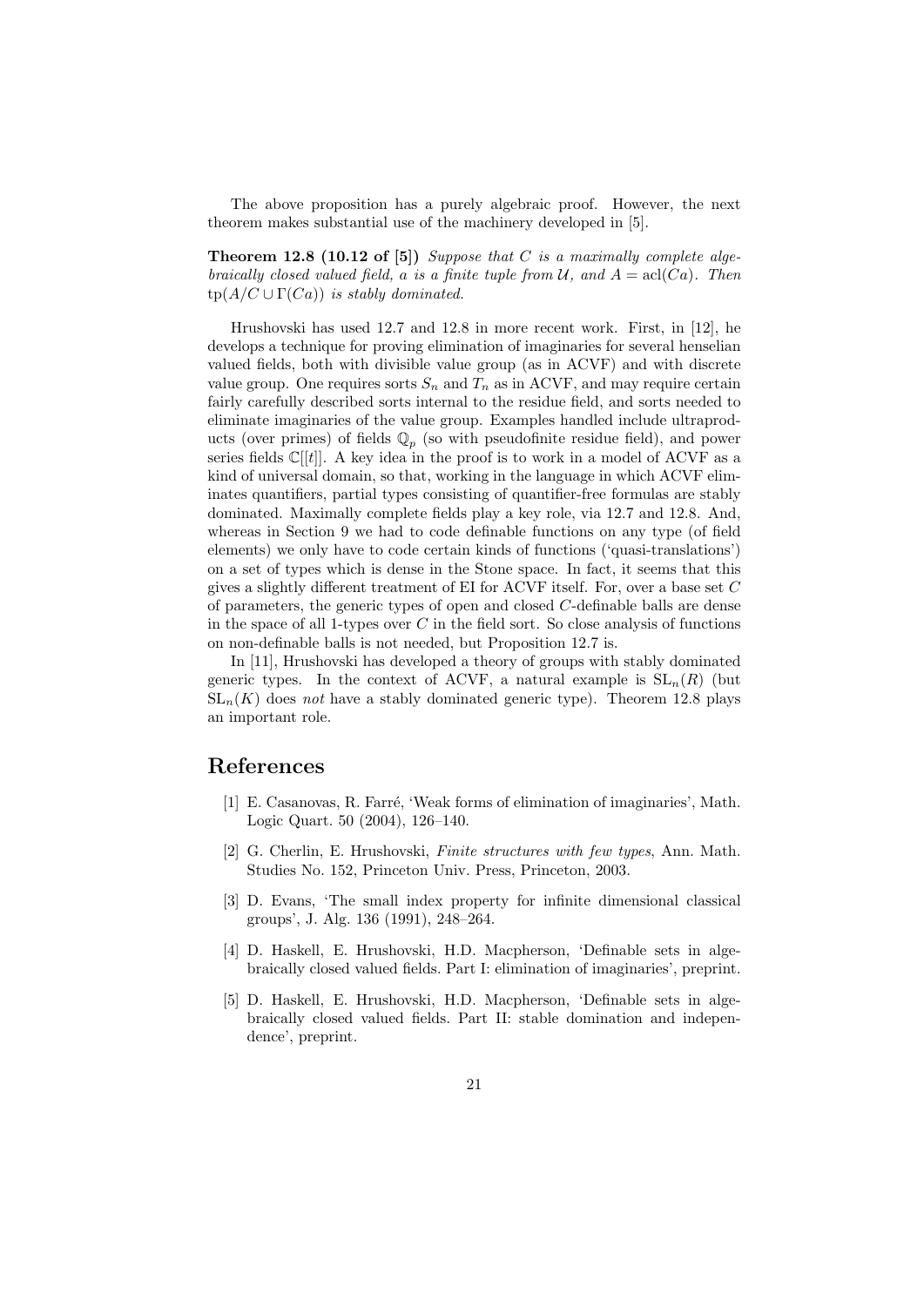The above proposition has a purely algebraic proof. However, the next theorem makes substantial use of the machinery developed in [5].

**Theorem 12.8 (10.12 of [5])** *Suppose that $C$ is a maximally complete algebraically closed valued field, $a$ is a finite tuple from $\mathcal{U}$, and $A = \mathrm{acl}(Ca)$. Then $\mathrm{tp}(A/C \cup \Gamma(Ca))$ is stably dominated.*

Hrushovski has used 12.7 and 12.8 in more recent work. First, in [12], he develops a technique for proving elimination of imaginaries for several henselian valued fields, both with divisible value group (as in ACVF) and with discrete value group. One requires sorts $S_n$ and $T_n$ as in ACVF, and may require certain fairly carefully described sorts internal to the residue field, and sorts needed to eliminate imaginaries of the value group. Examples handled include ultraproducts (over primes) of fields $\mathbb{Q}_p$ (so with pseudofinite residue field), and power series fields $\mathbb{C}[[t]]$. A key idea in the proof is to work in a model of ACVF as a kind of universal domain, so that, working in the language in which ACVF eliminates quantifiers, partial types consisting of quantifier-free formulas are stably dominated. Maximally complete fields play a key role, via 12.7 and 12.8. And, whereas in Section 9 we had to code definable functions on any type (of field elements) we only have to code certain kinds of functions ('quasi-translations') on a set of types which is dense in the Stone space. In fact, it seems that this gives a slightly different treatment of EI for ACVF itself. For, over a base set $C$ of parameters, the generic types of open and closed $C$-definable balls are dense in the space of all 1-types over $C$ in the field sort. So close analysis of functions on non-definable balls is not needed, but Proposition 12.7 is.

In [11], Hrushovski has developed a theory of groups with stably dominated generic types. In the context of ACVF, a natural example is $\mathrm{SL}_n(R)$ (but $\mathrm{SL}_n(K)$ does *not* have a stably dominated generic type). Theorem 12.8 plays an important role.

# References

[1] E. Casanovas, R. Farré, 'Weak forms of elimination of imaginaries', Math. Logic Quart. 50 (2004), 126–140.

[2] G. Cherlin, E. Hrushovski, *Finite structures with few types*, Ann. Math. Studies No. 152, Princeton Univ. Press, Princeton, 2003.

[3] D. Evans, 'The small index property for infinite dimensional classical groups', J. Alg. 136 (1991), 248–264.

[4] D. Haskell, E. Hrushovski, H.D. Macpherson, 'Definable sets in algebraically closed valued fields. Part I: elimination of imaginaries', preprint.

[5] D. Haskell, E. Hrushovski, H.D. Macpherson, 'Definable sets in algebraically closed valued fields. Part II: stable domination and independence', preprint.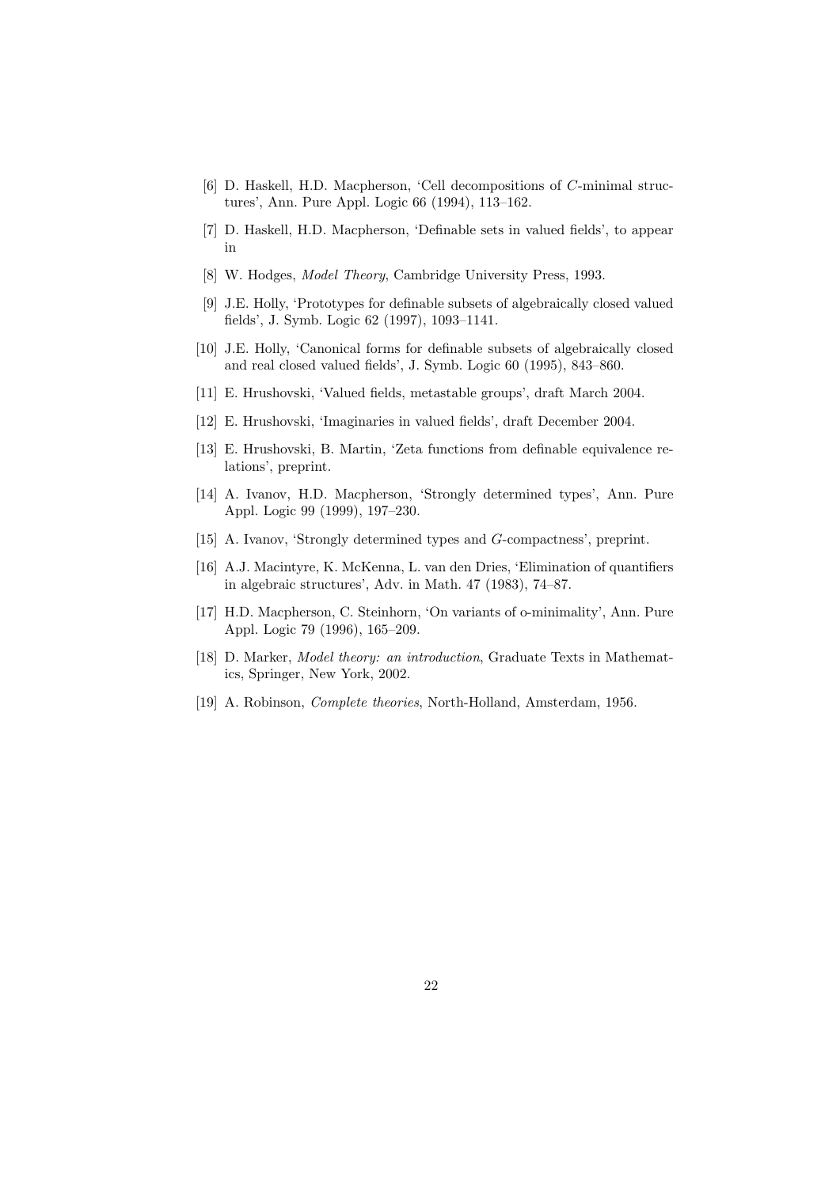[6] D. Haskell, H.D. Macpherson, 'Cell decompositions of $C$-minimal structures', Ann. Pure Appl. Logic 66 (1994), 113–162.

[7] D. Haskell, H.D. Macpherson, 'Definable sets in valued fields', to appear in

[8] W. Hodges, *Model Theory*, Cambridge University Press, 1993.

[9] J.E. Holly, 'Prototypes for definable subsets of algebraically closed valued fields', J. Symb. Logic 62 (1997), 1093–1141.

[10] J.E. Holly, 'Canonical forms for definable subsets of algebraically closed and real closed valued fields', J. Symb. Logic 60 (1995), 843–860.

[11] E. Hrushovski, 'Valued fields, metastable groups', draft March 2004.

[12] E. Hrushovski, 'Imaginaries in valued fields', draft December 2004.

[13] E. Hrushovski, B. Martin, 'Zeta functions from definable equivalence relations', preprint.

[14] A. Ivanov, H.D. Macpherson, 'Strongly determined types', Ann. Pure Appl. Logic 99 (1999), 197–230.

[15] A. Ivanov, 'Strongly determined types and $G$-compactness', preprint.

[16] A.J. Macintyre, K. McKenna, L. van den Dries, 'Elimination of quantifiers in algebraic structures', Adv. in Math. 47 (1983), 74–87.

[17] H.D. Macpherson, C. Steinhorn, 'On variants of o-minimality', Ann. Pure Appl. Logic 79 (1996), 165–209.

[18] D. Marker, *Model theory: an introduction*, Graduate Texts in Mathematics, Springer, New York, 2002.

[19] A. Robinson, *Complete theories*, North-Holland, Amsterdam, 1956.